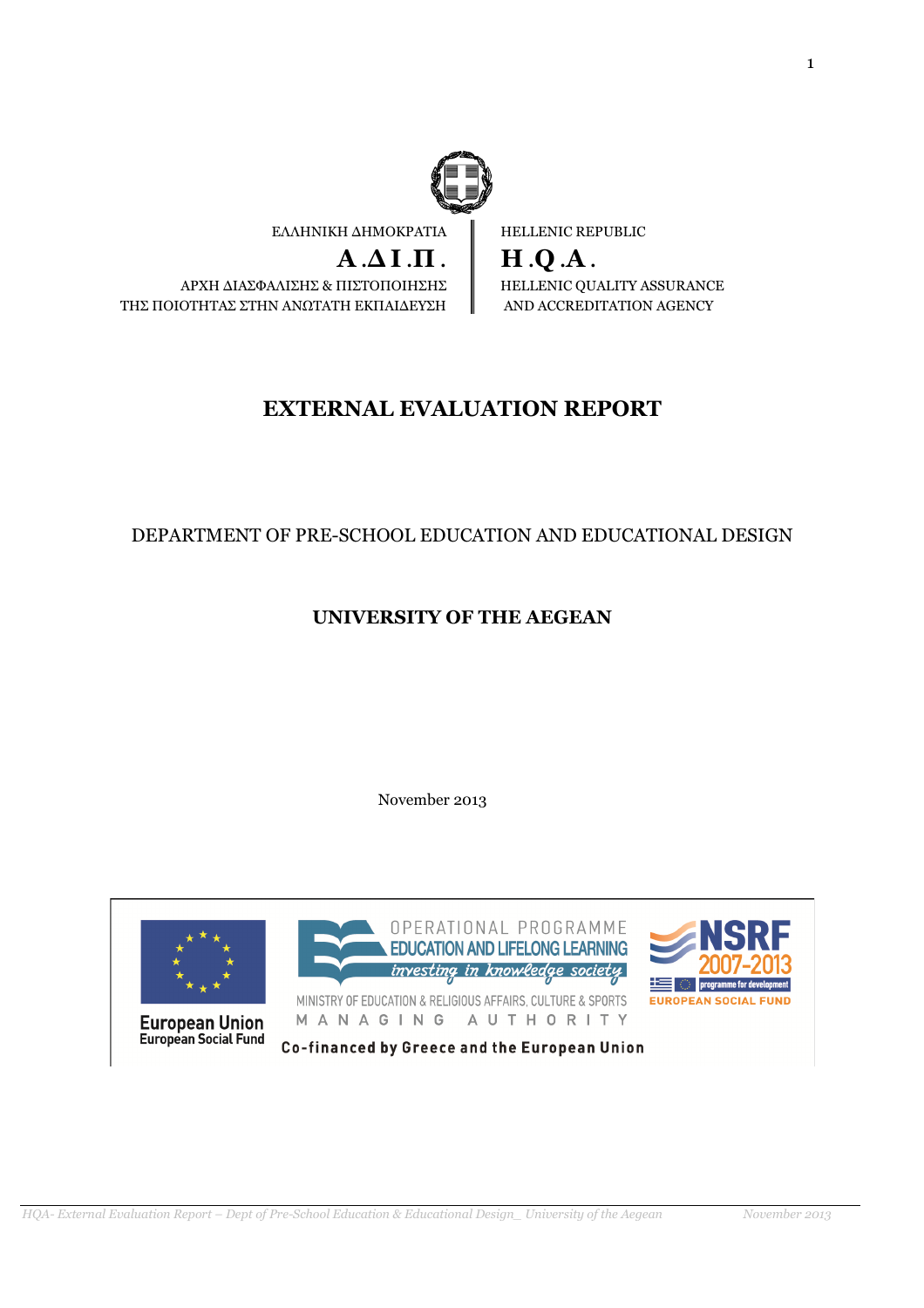ΕΛΛΗΝΙΚΗ ΔΗΜΟΚΡΑΤΙΑ | HELLENIC REPUBLIC

**Α.ΔΙ.Π.** | **H.Q.A.**

ΑΡΧΗ ΔΙΑΣΦΑΛΙΣΗΣ & ΠΙΣΤΟΠΟΙΗΣΗΣ ΤΗΣ ΠΟΙΟΤΗΤΑΣ ΣΤΗΝ ΑΝΩΤΑΤΗ ΕΚΠΑΙΔΕΥΣΗ | HELLENIC QUALITY ASSURANCE AND ACCREDITATION AGENCY

# EXTERNAL EVALUATION REPORT

DEPARTMENT OF PRE-SCHOOL EDUCATION AND EDUCATIONAL DESIGN

## UNIVERSITY OF THE AEGEAN

November 2013

European Union
European Social Fund

OPERATIONAL PROGRAMME
EDUCATION AND LIFELONG LEARNING
investing in knowledge society

MINISTRY OF EDUCATION & RELIGIOUS AFFAIRS, CULTURE & SPORTS
MANAGING AUTHORITY

Co-financed by Greece and the European Union

NSRF 2007-2013
programme for development
EUROPEAN SOCIAL FUND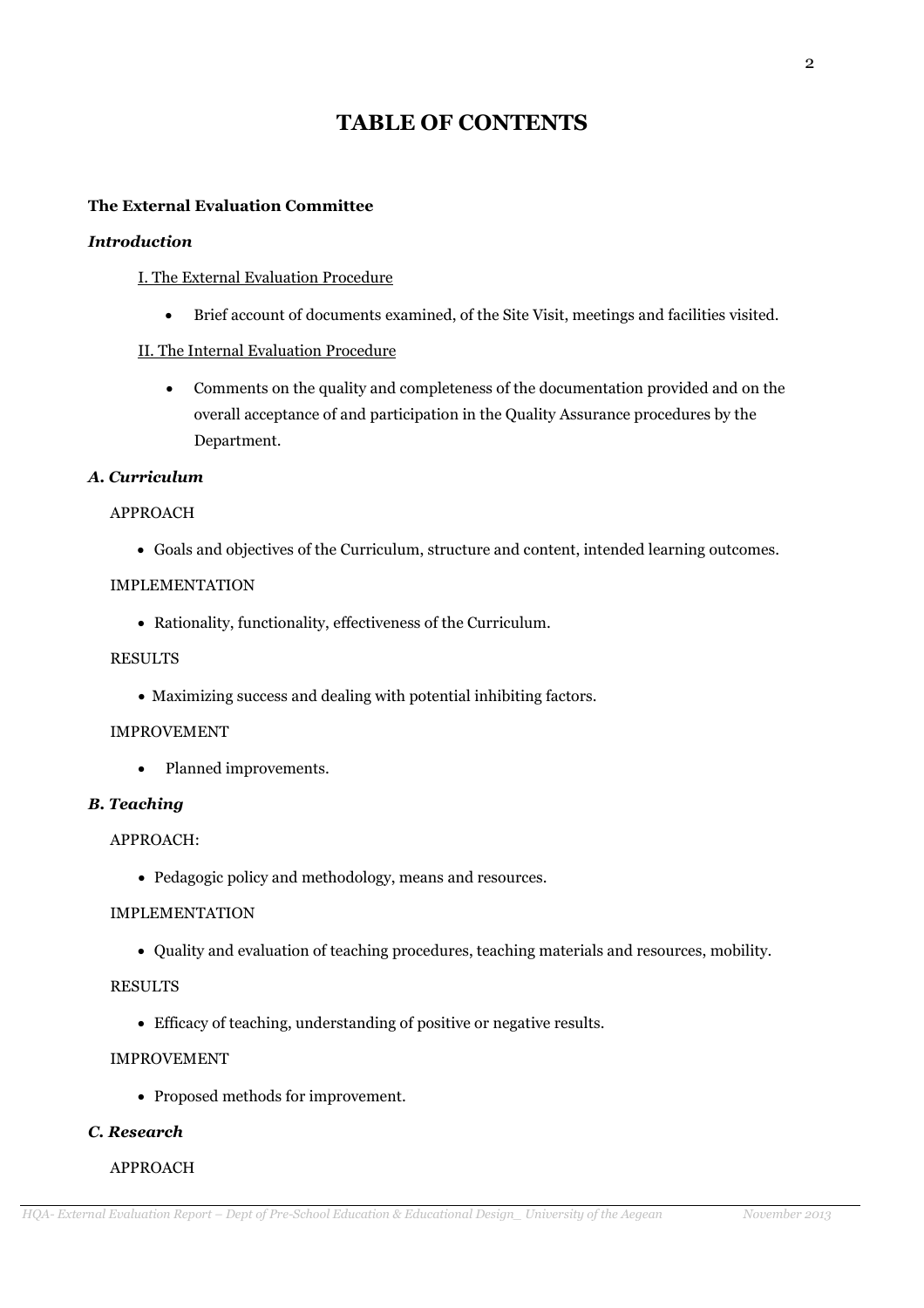# TABLE OF CONTENTS

**The External Evaluation Committee**

***Introduction***

I. The External Evaluation Procedure

- Brief account of documents examined, of the Site Visit, meetings and facilities visited.

II. The Internal Evaluation Procedure

- Comments on the quality and completeness of the documentation provided and on the overall acceptance of and participation in the Quality Assurance procedures by the Department.

***A. Curriculum***

APPROACH

- Goals and objectives of the Curriculum, structure and content, intended learning outcomes.

IMPLEMENTATION

- Rationality, functionality, effectiveness of the Curriculum.

RESULTS

- Maximizing success and dealing with potential inhibiting factors.

IMPROVEMENT

- Planned improvements.

***B. Teaching***

APPROACH:

- Pedagogic policy and methodology, means and resources.

IMPLEMENTATION

- Quality and evaluation of teaching procedures, teaching materials and resources, mobility.

RESULTS

- Efficacy of teaching, understanding of positive or negative results.

IMPROVEMENT

- Proposed methods for improvement.

***C. Research***

APPROACH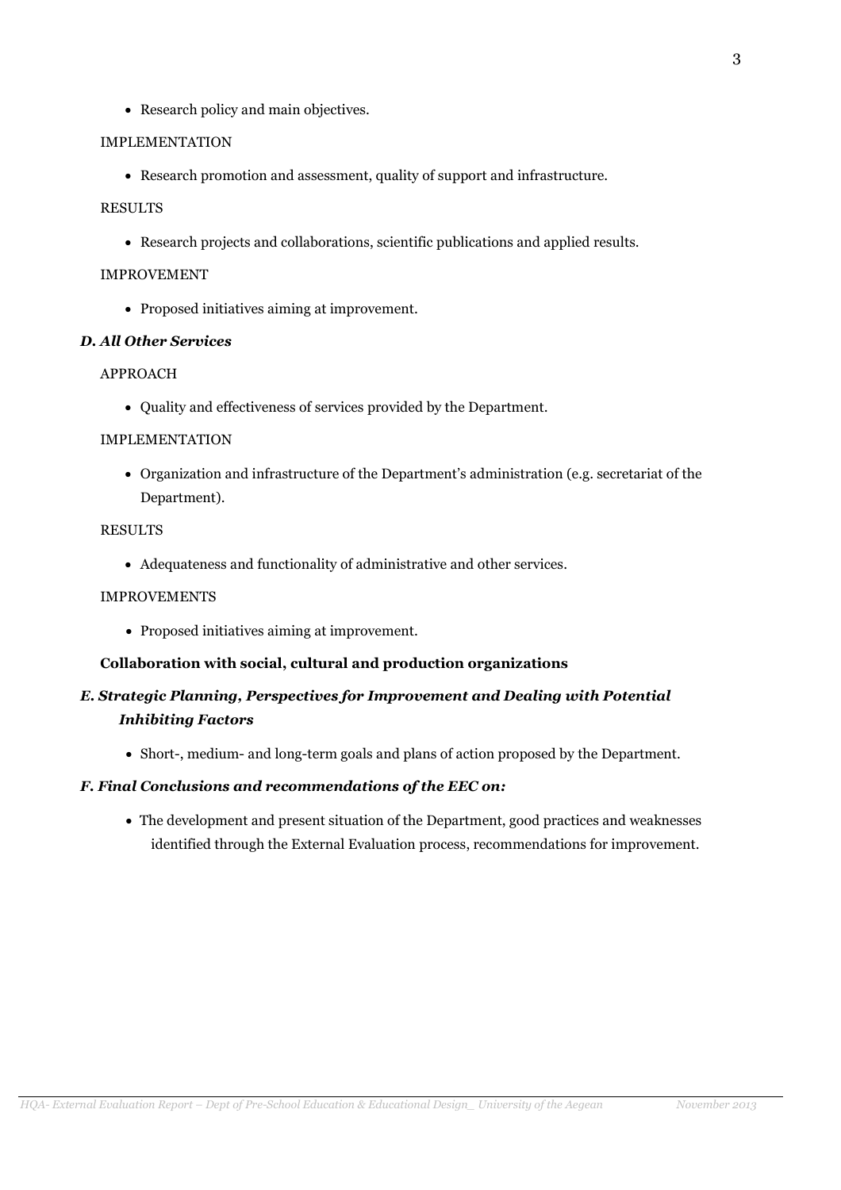- Research policy and main objectives.

IMPLEMENTATION

- Research promotion and assessment, quality of support and infrastructure.

RESULTS

- Research projects and collaborations, scientific publications and applied results.

IMPROVEMENT

- Proposed initiatives aiming at improvement.

### *D. All Other Services*

APPROACH

- Quality and effectiveness of services provided by the Department.

IMPLEMENTATION

- Organization and infrastructure of the Department's administration (e.g. secretariat of the Department).

RESULTS

- Adequateness and functionality of administrative and other services.

IMPROVEMENTS

- Proposed initiatives aiming at improvement.

**Collaboration with social, cultural and production organizations**

### *E. Strategic Planning, Perspectives for Improvement and Dealing with Potential Inhibiting Factors*

- Short-, medium- and long-term goals and plans of action proposed by the Department.

### *F. Final Conclusions and recommendations of the EEC on:*

- The development and present situation of the Department, good practices and weaknesses identified through the External Evaluation process, recommendations for improvement.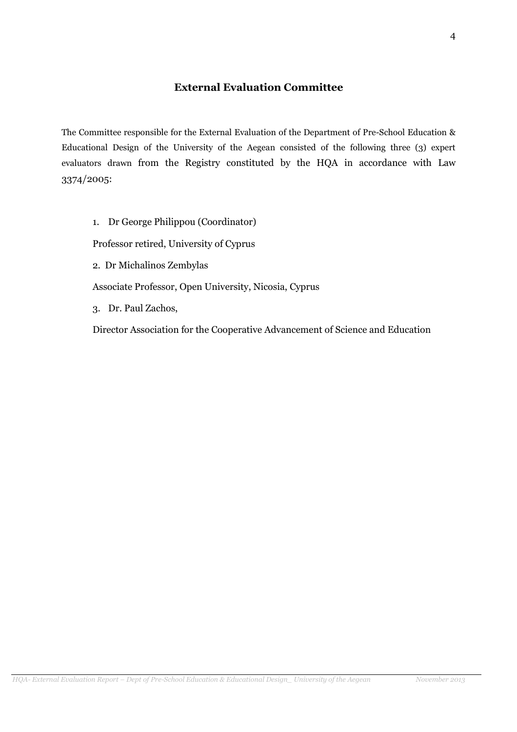## External Evaluation Committee

The Committee responsible for the External Evaluation of the Department of Pre-School Education & Educational Design of the University of the Aegean consisted of the following three (3) expert evaluators drawn from the Registry constituted by the HQA in accordance with Law 3374/2005:

1. Dr George Philippou (Coordinator)

   Professor retired, University of Cyprus

2. Dr Michalinos Zembylas

   Associate Professor, Open University, Nicosia, Cyprus

3. Dr. Paul Zachos,

   Director Association for the Cooperative Advancement of Science and Education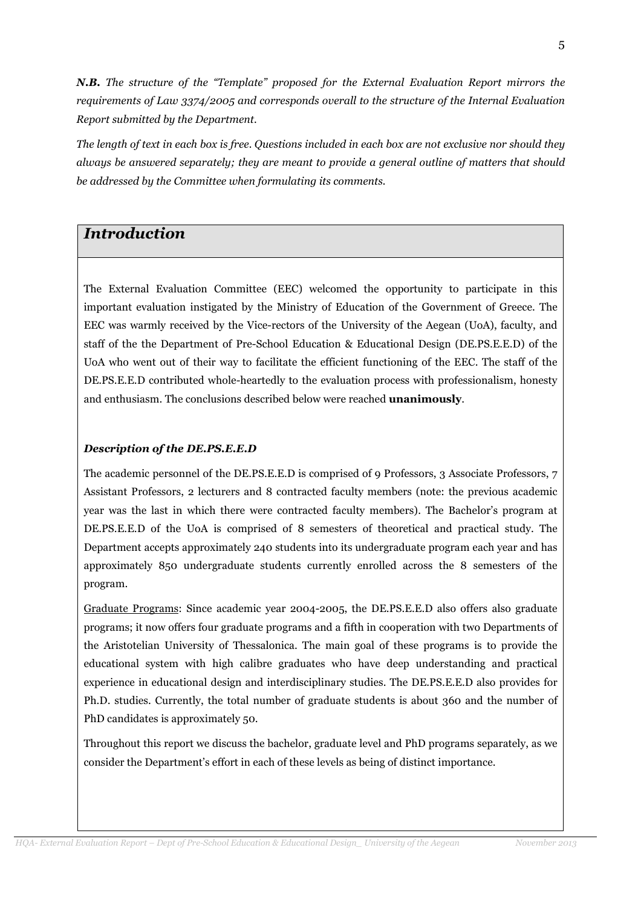***N.B.*** *The structure of the "Template" proposed for the External Evaluation Report mirrors the requirements of Law 3374/2005 and corresponds overall to the structure of the Internal Evaluation Report submitted by the Department.*

*The length of text in each box is free. Questions included in each box are not exclusive nor should they always be answered separately; they are meant to provide a general outline of matters that should be addressed by the Committee when formulating its comments.*

## *Introduction*

The External Evaluation Committee (EEC) welcomed the opportunity to participate in this important evaluation instigated by the Ministry of Education of the Government of Greece. The EEC was warmly received by the Vice-rectors of the University of the Aegean (UoA), faculty, and staff of the the Department of Pre-School Education & Educational Design (DE.PS.E.E.D) of the UoA who went out of their way to facilitate the efficient functioning of the EEC. The staff of the DE.PS.E.E.D contributed whole-heartedly to the evaluation process with professionalism, honesty and enthusiasm. The conclusions described below were reached **unanimously**.

### *Description of the DE.PS.E.E.D*

The academic personnel of the DE.PS.E.E.D is comprised of 9 Professors, 3 Associate Professors, 7 Assistant Professors, 2 lecturers and 8 contracted faculty members (note: the previous academic year was the last in which there were contracted faculty members). The Bachelor's program at DE.PS.E.E.D of the UoA is comprised of 8 semesters of theoretical and practical study. The Department accepts approximately 240 students into its undergraduate program each year and has approximately 850 undergraduate students currently enrolled across the 8 semesters of the program.

Graduate Programs: Since academic year 2004-2005, the DE.PS.E.E.D also offers also graduate programs; it now offers four graduate programs and a fifth in cooperation with two Departments of the Aristotelian University of Thessalonica. The main goal of these programs is to provide the educational system with high calibre graduates who have deep understanding and practical experience in educational design and interdisciplinary studies. The DE.PS.E.E.D also provides for Ph.D. studies. Currently, the total number of graduate students is about 360 and the number of PhD candidates is approximately 50.

Throughout this report we discuss the bachelor, graduate level and PhD programs separately, as we consider the Department's effort in each of these levels as being of distinct importance.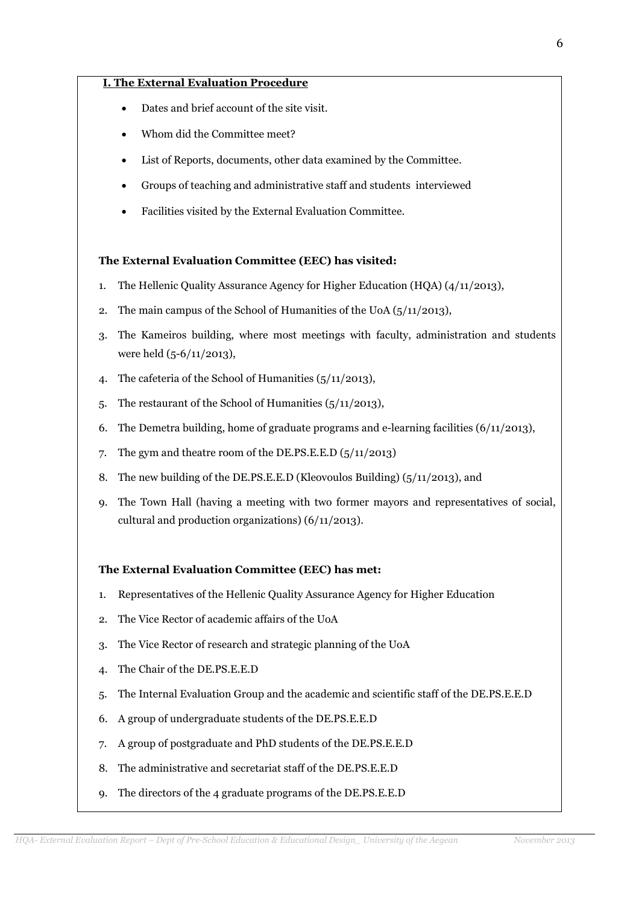## I. The External Evaluation Procedure

- Dates and brief account of the site visit.
- Whom did the Committee meet?
- List of Reports, documents, other data examined by the Committee.
- Groups of teaching and administrative staff and students interviewed
- Facilities visited by the External Evaluation Committee.

**The External Evaluation Committee (EEC) has visited:**

1. The Hellenic Quality Assurance Agency for Higher Education (HQA) (4/11/2013),
2. The main campus of the School of Humanities of the UoA (5/11/2013),
3. The Kameiros building, where most meetings with faculty, administration and students were held (5-6/11/2013),
4. The cafeteria of the School of Humanities (5/11/2013),
5. The restaurant of the School of Humanities (5/11/2013),
6. The Demetra building, home of graduate programs and e-learning facilities (6/11/2013),
7. The gym and theatre room of the DE.PS.E.E.D (5/11/2013)
8. The new building of the DE.PS.E.E.D (Kleovoulos Building) (5/11/2013), and
9. The Town Hall (having a meeting with two former mayors and representatives of social, cultural and production organizations) (6/11/2013).

**The External Evaluation Committee (EEC) has met:**

1. Representatives of the Hellenic Quality Assurance Agency for Higher Education
2. The Vice Rector of academic affairs of the UoA
3. The Vice Rector of research and strategic planning of the UoA
4. The Chair of the DE.PS.E.E.D
5. The Internal Evaluation Group and the academic and scientific staff of the DE.PS.E.E.D
6. A group of undergraduate students of the DE.PS.E.E.D
7. A group of postgraduate and PhD students of the DE.PS.E.E.D
8. The administrative and secretariat staff of the DE.PS.E.E.D
9. The directors of the 4 graduate programs of the DE.PS.E.E.D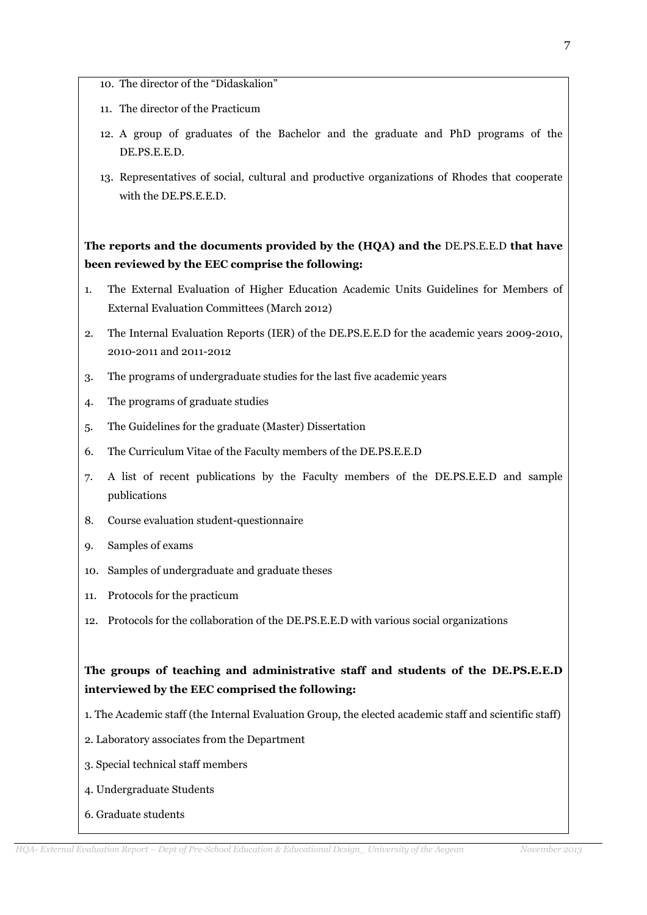10. The director of the "Didaskalion"
11. The director of the Practicum
12. A group of graduates of the Bachelor and the graduate and PhD programs of the DE.PS.E.E.D.
13. Representatives of social, cultural and productive organizations of Rhodes that cooperate with the DE.PS.E.E.D.

**The reports and the documents provided by the (HQA) and the** DE.PS.E.E.D **that have been reviewed by the EEC comprise the following:**

1. The External Evaluation of Higher Education Academic Units Guidelines for Members of External Evaluation Committees (March 2012)
2. The Internal Evaluation Reports (IER) of the DE.PS.E.E.D for the academic years 2009-2010, 2010-2011 and 2011-2012
3. The programs of undergraduate studies for the last five academic years
4. The programs of graduate studies
5. The Guidelines for the graduate (Master) Dissertation
6. The Curriculum Vitae of the Faculty members of the DE.PS.E.E.D
7. A list of recent publications by the Faculty members of the DE.PS.E.E.D and sample publications
8. Course evaluation student-questionnaire
9. Samples of exams
10. Samples of undergraduate and graduate theses
11. Protocols for the practicum
12. Protocols for the collaboration of the DE.PS.E.E.D with various social organizations

**The groups of teaching and administrative staff and students of the DE.PS.E.E.D interviewed by the EEC comprised the following:**

1. The Academic staff (the Internal Evaluation Group, the elected academic staff and scientific staff)

2. Laboratory associates from the Department

3. Special technical staff members

4. Undergraduate Students

6. Graduate students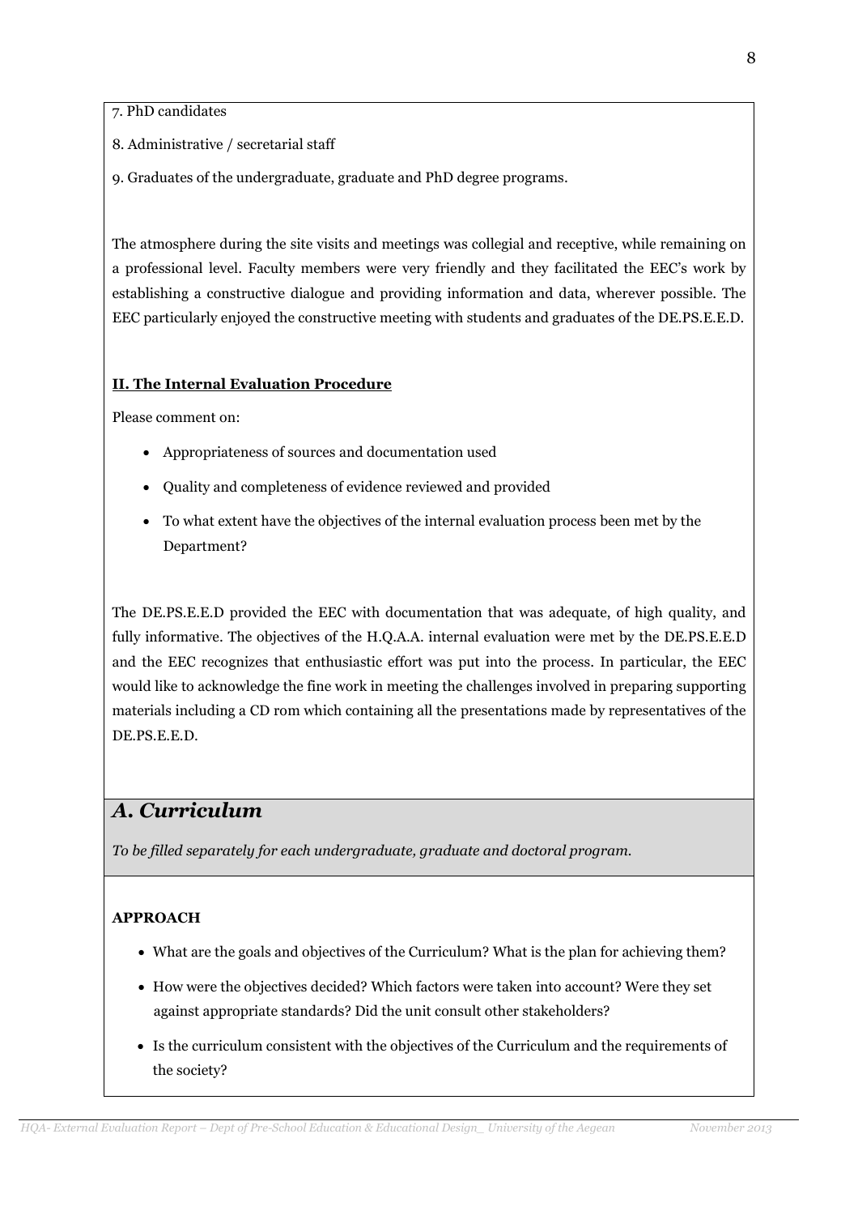7. PhD candidates

8. Administrative / secretarial staff

9. Graduates of the undergraduate, graduate and PhD degree programs.

The atmosphere during the site visits and meetings was collegial and receptive, while remaining on a professional level. Faculty members were very friendly and they facilitated the EEC's work by establishing a constructive dialogue and providing information and data, wherever possible. The EEC particularly enjoyed the constructive meeting with students and graduates of the DE.PS.E.E.D.

**II. The Internal Evaluation Procedure**

Please comment on:

- Appropriateness of sources and documentation used
- Quality and completeness of evidence reviewed and provided
- To what extent have the objectives of the internal evaluation process been met by the Department?

The DE.PS.E.E.D provided the EEC with documentation that was adequate, of high quality, and fully informative. The objectives of the H.Q.A.A. internal evaluation were met by the DE.PS.E.E.D and the EEC recognizes that enthusiastic effort was put into the process. In particular, the EEC would like to acknowledge the fine work in meeting the challenges involved in preparing supporting materials including a CD rom which containing all the presentations made by representatives of the DE.PS.E.E.D.

## *A. Curriculum*

*To be filled separately for each undergraduate, graduate and doctoral program.*

**APPROACH**

- What are the goals and objectives of the Curriculum? What is the plan for achieving them?
- How were the objectives decided? Which factors were taken into account? Were they set against appropriate standards? Did the unit consult other stakeholders?
- Is the curriculum consistent with the objectives of the Curriculum and the requirements of the society?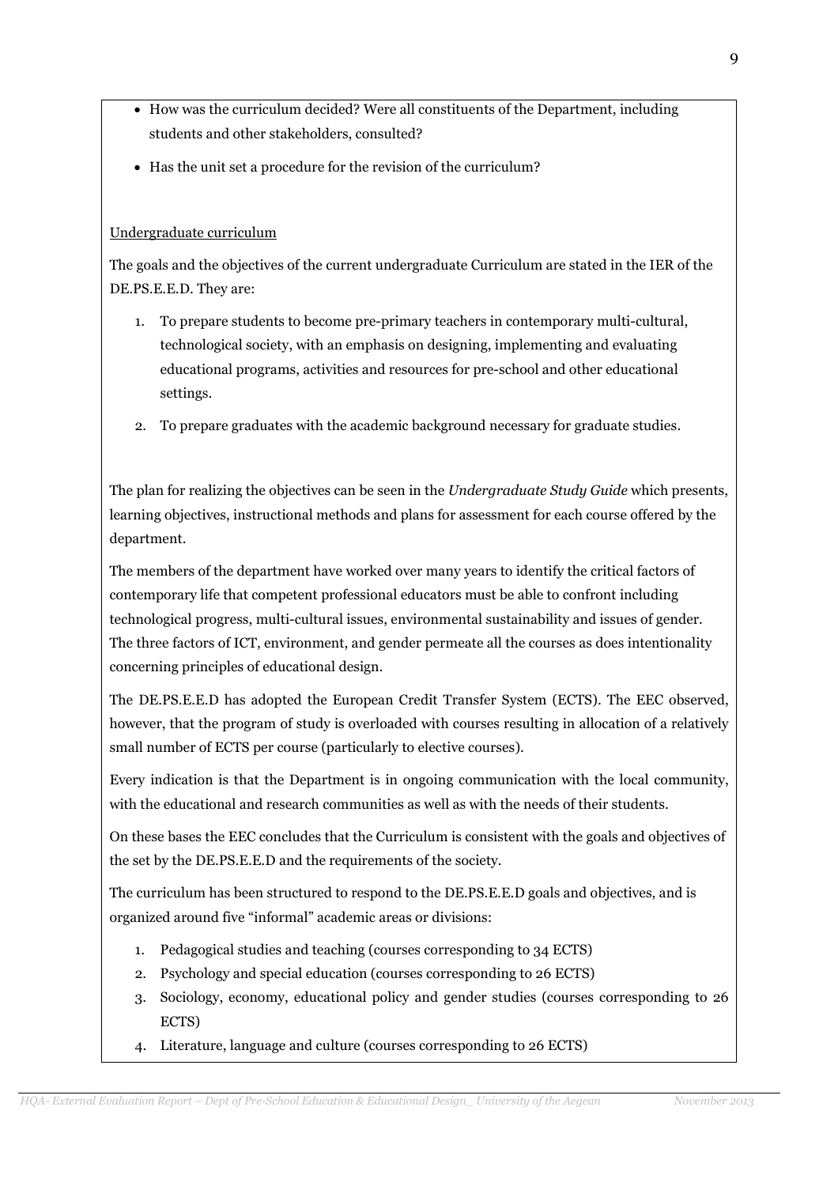- How was the curriculum decided? Were all constituents of the Department, including students and other stakeholders, consulted?
- Has the unit set a procedure for the revision of the curriculum?

Undergraduate curriculum

The goals and the objectives of the current undergraduate Curriculum are stated in the IER of the DE.PS.E.E.D. They are:

1. To prepare students to become pre-primary teachers in contemporary multi-cultural, technological society, with an emphasis on designing, implementing and evaluating educational programs, activities and resources for pre-school and other educational settings.
2. To prepare graduates with the academic background necessary for graduate studies.

The plan for realizing the objectives can be seen in the *Undergraduate Study Guide* which presents, learning objectives, instructional methods and plans for assessment for each course offered by the department.

The members of the department have worked over many years to identify the critical factors of contemporary life that competent professional educators must be able to confront including technological progress, multi-cultural issues, environmental sustainability and issues of gender. The three factors of ICT, environment, and gender permeate all the courses as does intentionality concerning principles of educational design.

The DE.PS.E.E.D has adopted the European Credit Transfer System (ECTS). The EEC observed, however, that the program of study is overloaded with courses resulting in allocation of a relatively small number of ECTS per course (particularly to elective courses).

Every indication is that the Department is in ongoing communication with the local community, with the educational and research communities as well as with the needs of their students.

On these bases the EEC concludes that the Curriculum is consistent with the goals and objectives of the set by the DE.PS.E.E.D and the requirements of the society.

The curriculum has been structured to respond to the DE.PS.E.E.D goals and objectives, and is organized around five "informal" academic areas or divisions:

1. Pedagogical studies and teaching (courses corresponding to 34 ECTS)
2. Psychology and special education (courses corresponding to 26 ECTS)
3. Sociology, economy, educational policy and gender studies (courses corresponding to 26 ECTS)
4. Literature, language and culture (courses corresponding to 26 ECTS)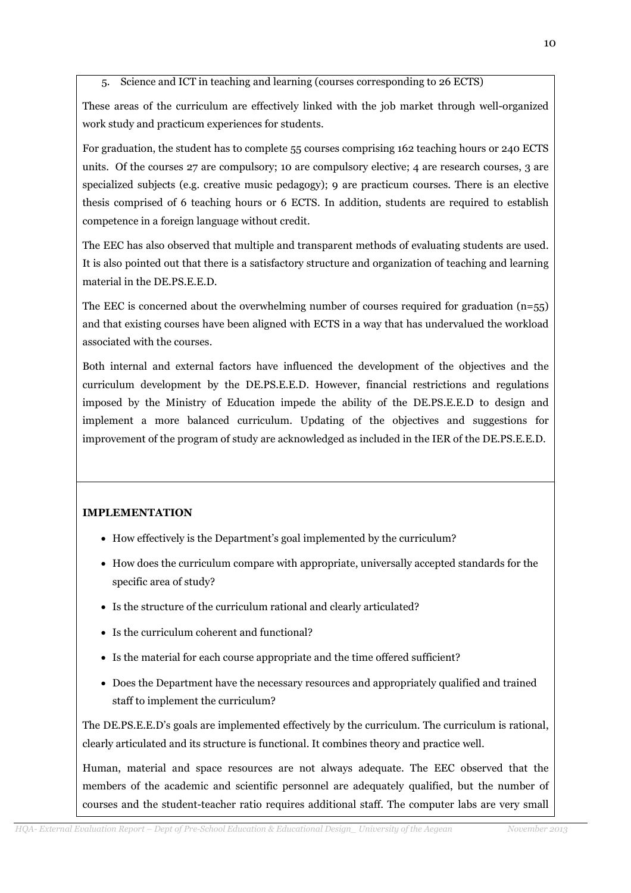5. Science and ICT in teaching and learning (courses corresponding to 26 ECTS)

These areas of the curriculum are effectively linked with the job market through well-organized work study and practicum experiences for students.

For graduation, the student has to complete 55 courses comprising 162 teaching hours or 240 ECTS units. Of the courses 27 are compulsory; 10 are compulsory elective; 4 are research courses, 3 are specialized subjects (e.g. creative music pedagogy); 9 are practicum courses. There is an elective thesis comprised of 6 teaching hours or 6 ECTS. In addition, students are required to establish competence in a foreign language without credit.

The EEC has also observed that multiple and transparent methods of evaluating students are used. It is also pointed out that there is a satisfactory structure and organization of teaching and learning material in the DE.PS.E.E.D.

The EEC is concerned about the overwhelming number of courses required for graduation (n=55) and that existing courses have been aligned with ECTS in a way that has undervalued the workload associated with the courses.

Both internal and external factors have influenced the development of the objectives and the curriculum development by the DE.PS.E.E.D. However, financial restrictions and regulations imposed by the Ministry of Education impede the ability of the DE.PS.E.E.D to design and implement a more balanced curriculum. Updating of the objectives and suggestions for improvement of the program of study are acknowledged as included in the IER of the DE.PS.E.E.D.

**IMPLEMENTATION**

- How effectively is the Department's goal implemented by the curriculum?
- How does the curriculum compare with appropriate, universally accepted standards for the specific area of study?
- Is the structure of the curriculum rational and clearly articulated?
- Is the curriculum coherent and functional?
- Is the material for each course appropriate and the time offered sufficient?
- Does the Department have the necessary resources and appropriately qualified and trained staff to implement the curriculum?

The DE.PS.E.E.D's goals are implemented effectively by the curriculum. The curriculum is rational, clearly articulated and its structure is functional. It combines theory and practice well.

Human, material and space resources are not always adequate. The EEC observed that the members of the academic and scientific personnel are adequately qualified, but the number of courses and the student-teacher ratio requires additional staff. The computer labs are very small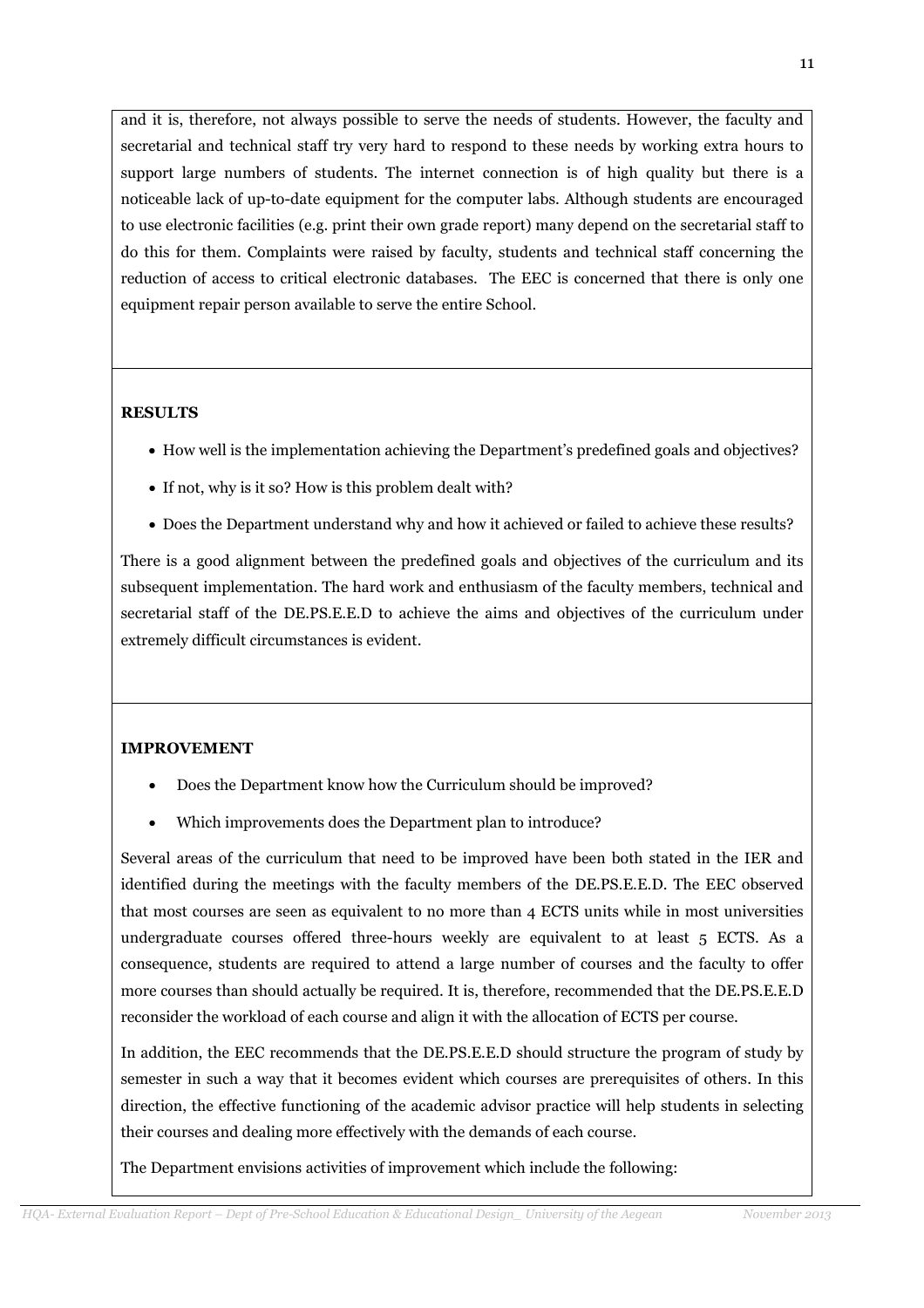and it is, therefore, not always possible to serve the needs of students. However, the faculty and secretarial and technical staff try very hard to respond to these needs by working extra hours to support large numbers of students. The internet connection is of high quality but there is a noticeable lack of up-to-date equipment for the computer labs. Although students are encouraged to use electronic facilities (e.g. print their own grade report) many depend on the secretarial staff to do this for them. Complaints were raised by faculty, students and technical staff concerning the reduction of access to critical electronic databases. The EEC is concerned that there is only one equipment repair person available to serve the entire School.

**RESULTS**

- How well is the implementation achieving the Department's predefined goals and objectives?
- If not, why is it so? How is this problem dealt with?
- Does the Department understand why and how it achieved or failed to achieve these results?

There is a good alignment between the predefined goals and objectives of the curriculum and its subsequent implementation. The hard work and enthusiasm of the faculty members, technical and secretarial staff of the DE.PS.E.E.D to achieve the aims and objectives of the curriculum under extremely difficult circumstances is evident.

**IMPROVEMENT**

- Does the Department know how the Curriculum should be improved?
- Which improvements does the Department plan to introduce?

Several areas of the curriculum that need to be improved have been both stated in the IER and identified during the meetings with the faculty members of the DE.PS.E.E.D. The EEC observed that most courses are seen as equivalent to no more than 4 ECTS units while in most universities undergraduate courses offered three-hours weekly are equivalent to at least 5 ECTS. As a consequence, students are required to attend a large number of courses and the faculty to offer more courses than should actually be required. It is, therefore, recommended that the DE.PS.E.E.D reconsider the workload of each course and align it with the allocation of ECTS per course.

In addition, the EEC recommends that the DE.PS.E.E.D should structure the program of study by semester in such a way that it becomes evident which courses are prerequisites of others. In this direction, the effective functioning of the academic advisor practice will help students in selecting their courses and dealing more effectively with the demands of each course.

The Department envisions activities of improvement which include the following: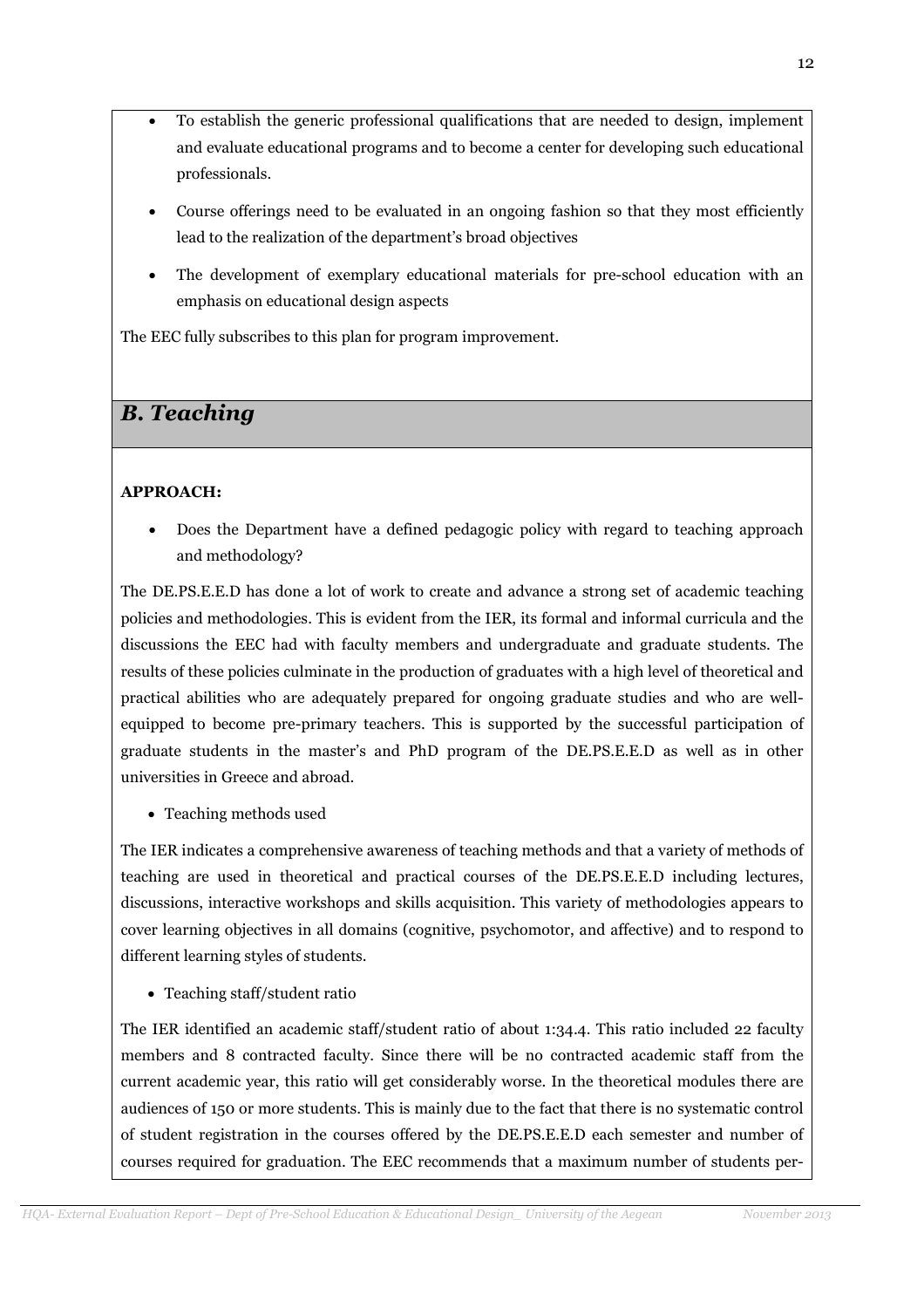- To establish the generic professional qualifications that are needed to design, implement and evaluate educational programs and to become a center for developing such educational professionals.
- Course offerings need to be evaluated in an ongoing fashion so that they most efficiently lead to the realization of the department's broad objectives
- The development of exemplary educational materials for pre-school education with an emphasis on educational design aspects

The EEC fully subscribes to this plan for program improvement.

## *B. Teaching*

**APPROACH:**

- Does the Department have a defined pedagogic policy with regard to teaching approach and methodology?

The DE.PS.E.E.D has done a lot of work to create and advance a strong set of academic teaching policies and methodologies. This is evident from the IER, its formal and informal curricula and the discussions the EEC had with faculty members and undergraduate and graduate students. The results of these policies culminate in the production of graduates with a high level of theoretical and practical abilities who are adequately prepared for ongoing graduate studies and who are well-equipped to become pre-primary teachers. This is supported by the successful participation of graduate students in the master's and PhD program of the DE.PS.E.E.D as well as in other universities in Greece and abroad.

- Teaching methods used

The IER indicates a comprehensive awareness of teaching methods and that a variety of methods of teaching are used in theoretical and practical courses of the DE.PS.E.E.D including lectures, discussions, interactive workshops and skills acquisition. This variety of methodologies appears to cover learning objectives in all domains (cognitive, psychomotor, and affective) and to respond to different learning styles of students.

- Teaching staff/student ratio

The IER identified an academic staff/student ratio of about 1:34.4. This ratio included 22 faculty members and 8 contracted faculty. Since there will be no contracted academic staff from the current academic year, this ratio will get considerably worse. In the theoretical modules there are audiences of 150 or more students. This is mainly due to the fact that there is no systematic control of student registration in the courses offered by the DE.PS.E.E.D each semester and number of courses required for graduation. The EEC recommends that a maximum number of students per-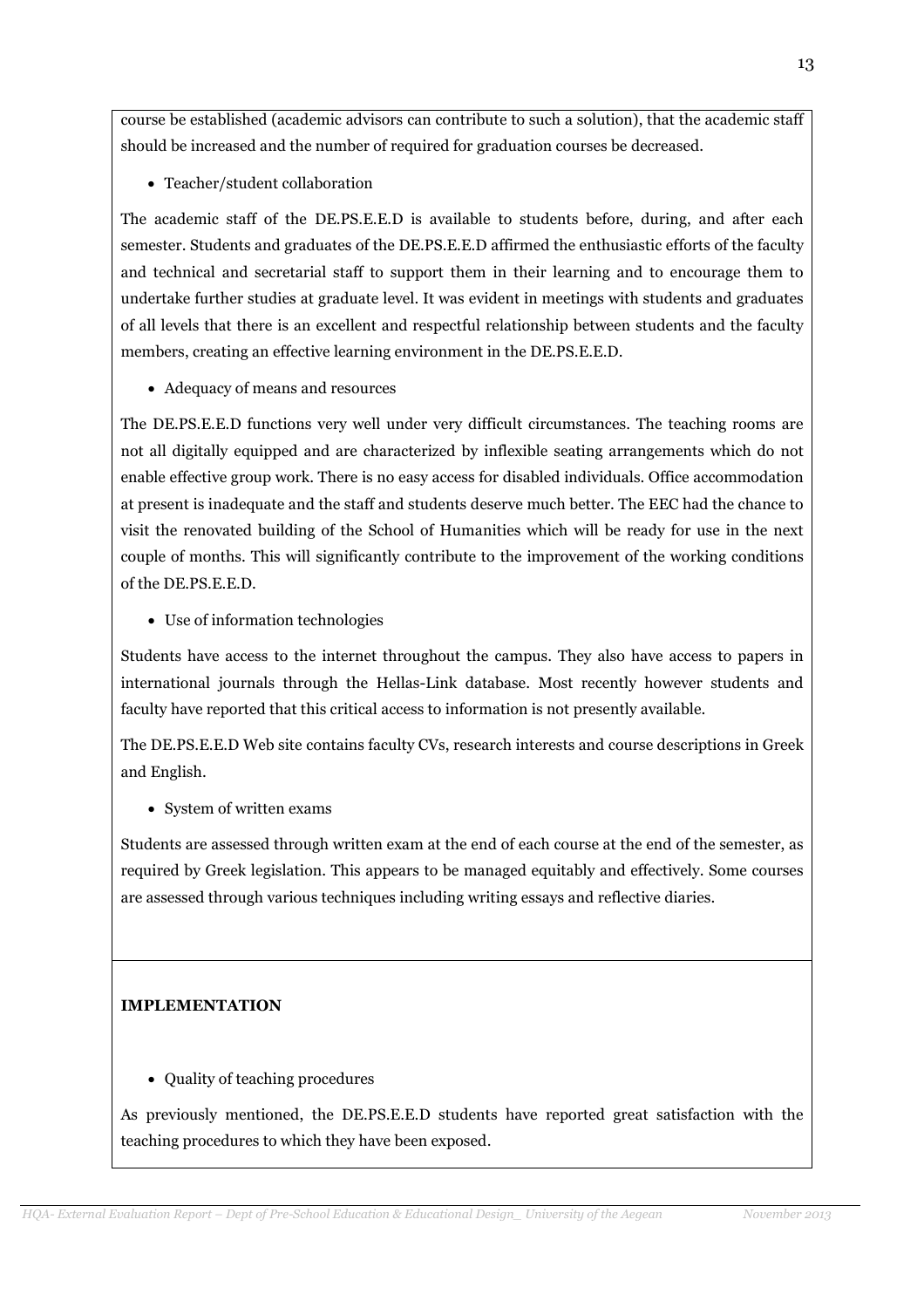course be established (academic advisors can contribute to such a solution), that the academic staff should be increased and the number of required for graduation courses be decreased.

- Teacher/student collaboration

The academic staff of the DE.PS.E.E.D is available to students before, during, and after each semester. Students and graduates of the DE.PS.E.E.D affirmed the enthusiastic efforts of the faculty and technical and secretarial staff to support them in their learning and to encourage them to undertake further studies at graduate level. It was evident in meetings with students and graduates of all levels that there is an excellent and respectful relationship between students and the faculty members, creating an effective learning environment in the DE.PS.E.E.D.

- Adequacy of means and resources

The DE.PS.E.E.D functions very well under very difficult circumstances. The teaching rooms are not all digitally equipped and are characterized by inflexible seating arrangements which do not enable effective group work. There is no easy access for disabled individuals. Office accommodation at present is inadequate and the staff and students deserve much better. The EEC had the chance to visit the renovated building of the School of Humanities which will be ready for use in the next couple of months. This will significantly contribute to the improvement of the working conditions of the DE.PS.E.E.D.

- Use of information technologies

Students have access to the internet throughout the campus. They also have access to papers in international journals through the Hellas-Link database. Most recently however students and faculty have reported that this critical access to information is not presently available.

The DE.PS.E.E.D Web site contains faculty CVs, research interests and course descriptions in Greek and English.

- System of written exams

Students are assessed through written exam at the end of each course at the end of the semester, as required by Greek legislation. This appears to be managed equitably and effectively. Some courses are assessed through various techniques including writing essays and reflective diaries.

**IMPLEMENTATION**

- Quality of teaching procedures

As previously mentioned, the DE.PS.E.E.D students have reported great satisfaction with the teaching procedures to which they have been exposed.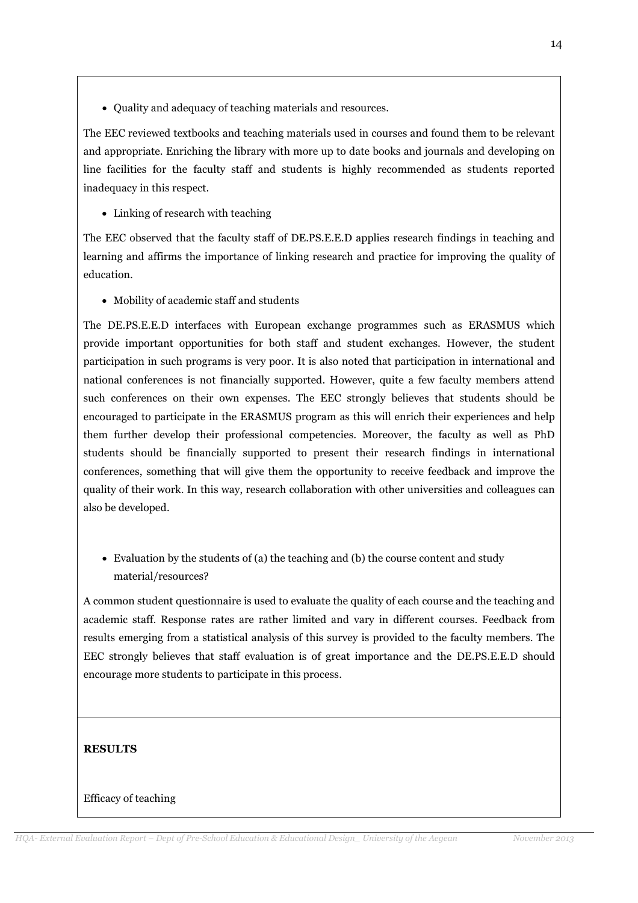- Quality and adequacy of teaching materials and resources.

The EEC reviewed textbooks and teaching materials used in courses and found them to be relevant and appropriate. Enriching the library with more up to date books and journals and developing on line facilities for the faculty staff and students is highly recommended as students reported inadequacy in this respect.

- Linking of research with teaching

The EEC observed that the faculty staff of DE.PS.E.E.D applies research findings in teaching and learning and affirms the importance of linking research and practice for improving the quality of education.

- Mobility of academic staff and students

The DE.PS.E.E.D interfaces with European exchange programmes such as ERASMUS which provide important opportunities for both staff and student exchanges. However, the student participation in such programs is very poor. It is also noted that participation in international and national conferences is not financially supported. However, quite a few faculty members attend such conferences on their own expenses. The EEC strongly believes that students should be encouraged to participate in the ERASMUS program as this will enrich their experiences and help them further develop their professional competencies. Moreover, the faculty as well as PhD students should be financially supported to present their research findings in international conferences, something that will give them the opportunity to receive feedback and improve the quality of their work. In this way, research collaboration with other universities and colleagues can also be developed.

- Evaluation by the students of (a) the teaching and (b) the course content and study material/resources?

A common student questionnaire is used to evaluate the quality of each course and the teaching and academic staff. Response rates are rather limited and vary in different courses. Feedback from results emerging from a statistical analysis of this survey is provided to the faculty members. The EEC strongly believes that staff evaluation is of great importance and the DE.PS.E.E.D should encourage more students to participate in this process.

**RESULTS**

Efficacy of teaching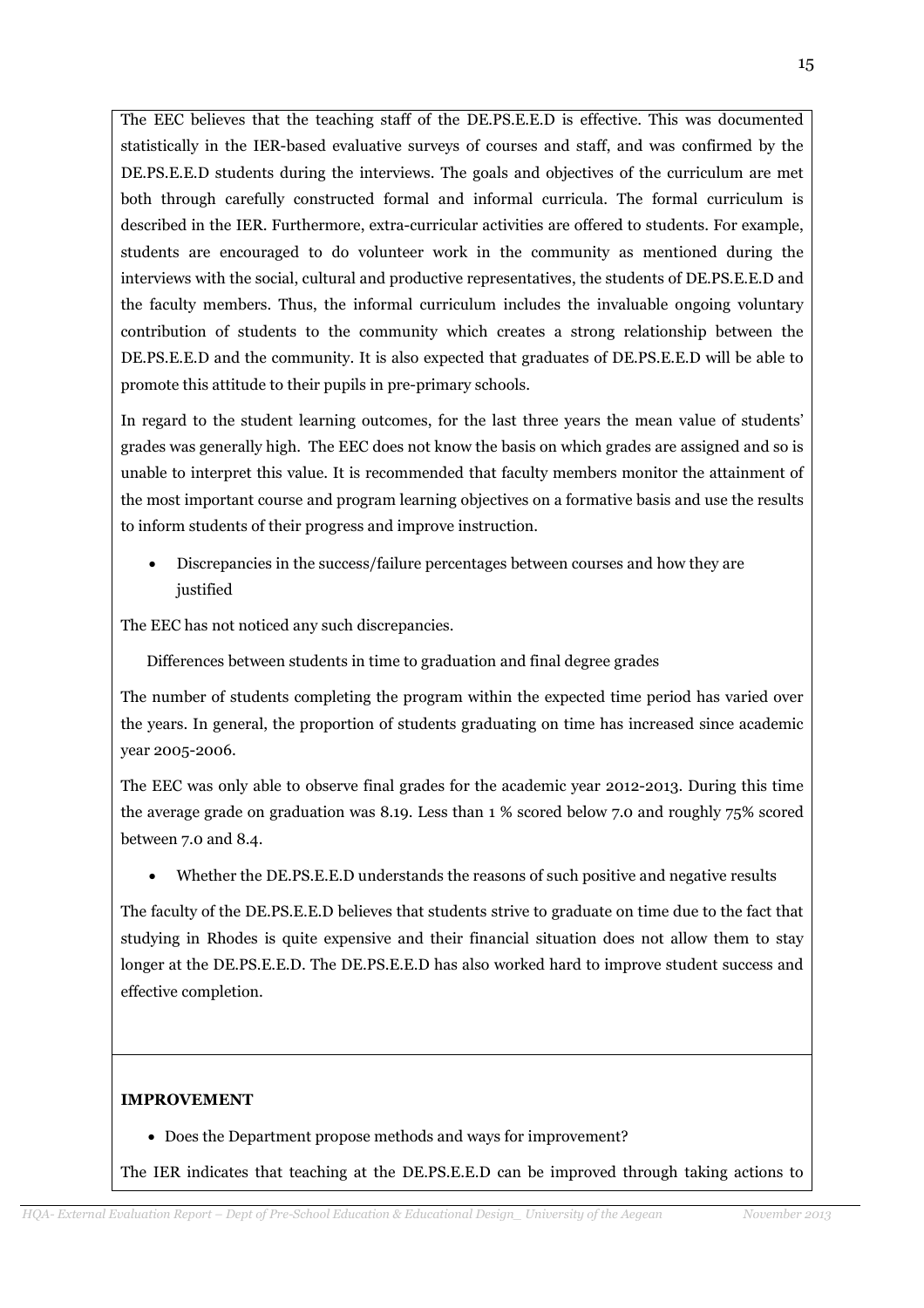The EEC believes that the teaching staff of the DE.PS.E.E.D is effective. This was documented statistically in the IER-based evaluative surveys of courses and staff, and was confirmed by the DE.PS.E.E.D students during the interviews. The goals and objectives of the curriculum are met both through carefully constructed formal and informal curricula. The formal curriculum is described in the IER. Furthermore, extra-curricular activities are offered to students. For example, students are encouraged to do volunteer work in the community as mentioned during the interviews with the social, cultural and productive representatives, the students of DE.PS.E.E.D and the faculty members. Thus, the informal curriculum includes the invaluable ongoing voluntary contribution of students to the community which creates a strong relationship between the DE.PS.E.E.D and the community. It is also expected that graduates of DE.PS.E.E.D will be able to promote this attitude to their pupils in pre-primary schools.

In regard to the student learning outcomes, for the last three years the mean value of students' grades was generally high. The EEC does not know the basis on which grades are assigned and so is unable to interpret this value. It is recommended that faculty members monitor the attainment of the most important course and program learning objectives on a formative basis and use the results to inform students of their progress and improve instruction.

- Discrepancies in the success/failure percentages between courses and how they are justified

The EEC has not noticed any such discrepancies.

Differences between students in time to graduation and final degree grades

The number of students completing the program within the expected time period has varied over the years. In general, the proportion of students graduating on time has increased since academic year 2005-2006.

The EEC was only able to observe final grades for the academic year 2012-2013. During this time the average grade on graduation was 8.19. Less than 1 % scored below 7.0 and roughly 75% scored between 7.0 and 8.4.

- Whether the DE.PS.E.E.D understands the reasons of such positive and negative results

The faculty of the DE.PS.E.E.D believes that students strive to graduate on time due to the fact that studying in Rhodes is quite expensive and their financial situation does not allow them to stay longer at the DE.PS.E.E.D. The DE.PS.E.E.D has also worked hard to improve student success and effective completion.

**IMPROVEMENT**

- Does the Department propose methods and ways for improvement?

The IER indicates that teaching at the DE.PS.E.E.D can be improved through taking actions to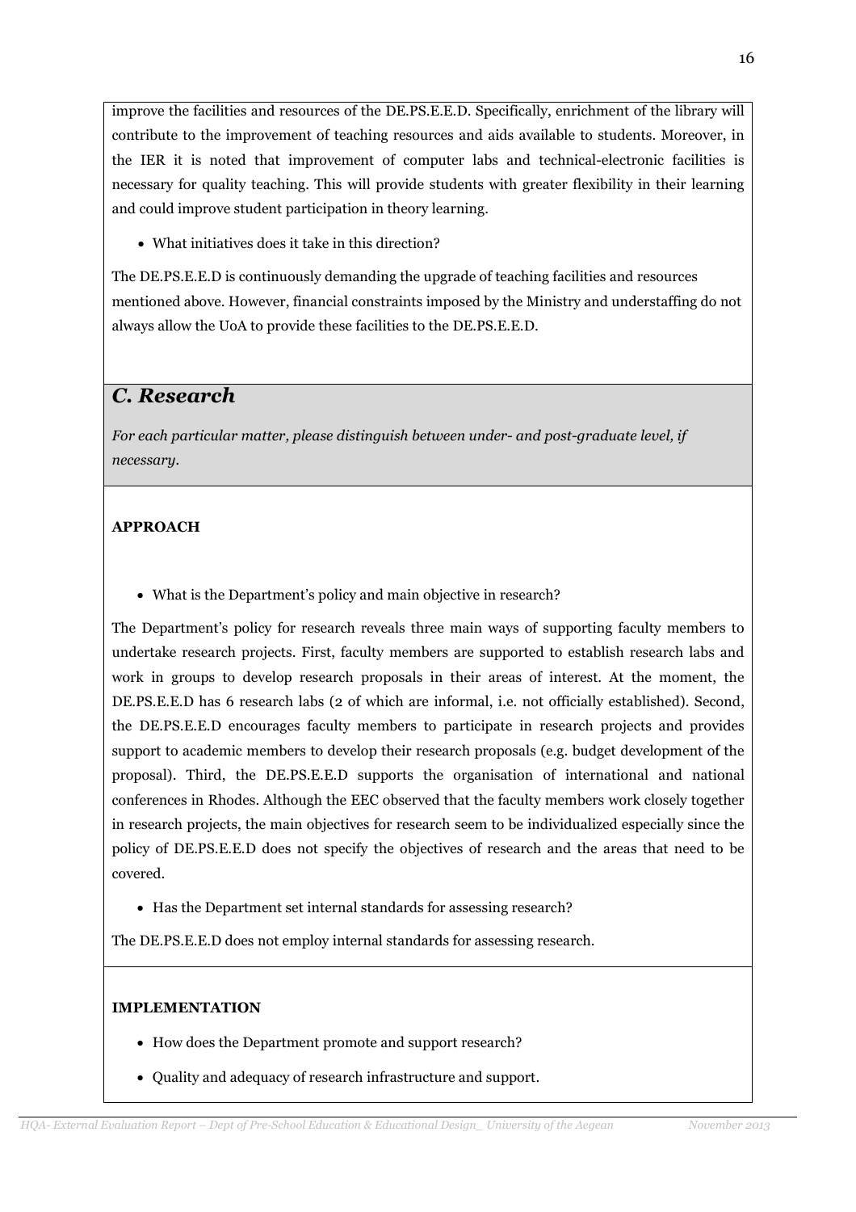improve the facilities and resources of the DE.PS.E.E.D. Specifically, enrichment of the library will contribute to the improvement of teaching resources and aids available to students. Moreover, in the IER it is noted that improvement of computer labs and technical-electronic facilities is necessary for quality teaching. This will provide students with greater flexibility in their learning and could improve student participation in theory learning.

- What initiatives does it take in this direction?

The DE.PS.E.E.D is continuously demanding the upgrade of teaching facilities and resources mentioned above. However, financial constraints imposed by the Ministry and understaffing do not always allow the UoA to provide these facilities to the DE.PS.E.E.D.

## C. Research

*For each particular matter, please distinguish between under- and post-graduate level, if necessary.*

**APPROACH**

- What is the Department's policy and main objective in research?

The Department's policy for research reveals three main ways of supporting faculty members to undertake research projects. First, faculty members are supported to establish research labs and work in groups to develop research proposals in their areas of interest. At the moment, the DE.PS.E.E.D has 6 research labs (2 of which are informal, i.e. not officially established). Second, the DE.PS.E.E.D encourages faculty members to participate in research projects and provides support to academic members to develop their research proposals (e.g. budget development of the proposal). Third, the DE.PS.E.E.D supports the organisation of international and national conferences in Rhodes. Although the EEC observed that the faculty members work closely together in research projects, the main objectives for research seem to be individualized especially since the policy of DE.PS.E.E.D does not specify the objectives of research and the areas that need to be covered.

- Has the Department set internal standards for assessing research?

The DE.PS.E.E.D does not employ internal standards for assessing research.

**IMPLEMENTATION**

- How does the Department promote and support research?
- Quality and adequacy of research infrastructure and support.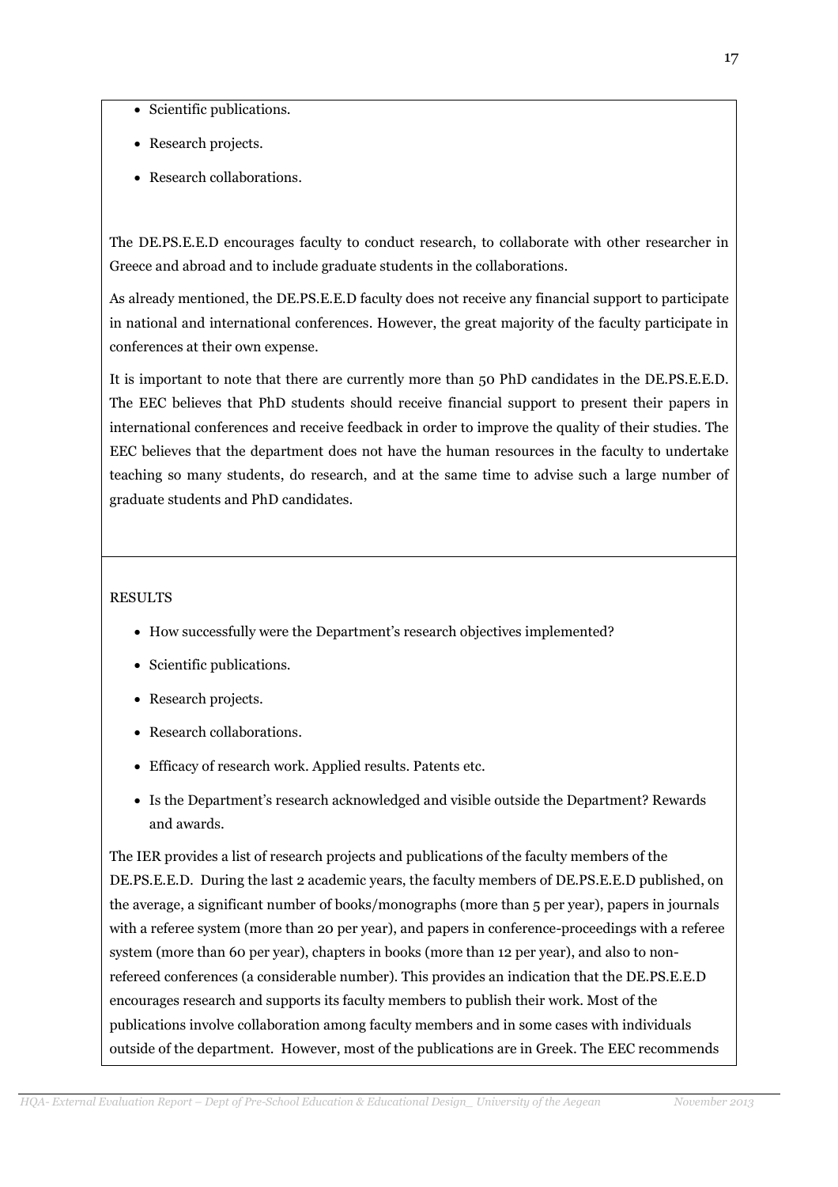- Scientific publications.
- Research projects.
- Research collaborations.

The DE.PS.E.E.D encourages faculty to conduct research, to collaborate with other researcher in Greece and abroad and to include graduate students in the collaborations.

As already mentioned, the DE.PS.E.E.D faculty does not receive any financial support to participate in national and international conferences. However, the great majority of the faculty participate in conferences at their own expense.

It is important to note that there are currently more than 50 PhD candidates in the DE.PS.E.E.D. The EEC believes that PhD students should receive financial support to present their papers in international conferences and receive feedback in order to improve the quality of their studies. The EEC believes that the department does not have the human resources in the faculty to undertake teaching so many students, do research, and at the same time to advise such a large number of graduate students and PhD candidates.

RESULTS

- How successfully were the Department's research objectives implemented?
- Scientific publications.
- Research projects.
- Research collaborations.
- Efficacy of research work. Applied results. Patents etc.
- Is the Department's research acknowledged and visible outside the Department? Rewards and awards.

The IER provides a list of research projects and publications of the faculty members of the DE.PS.E.E.D. During the last 2 academic years, the faculty members of DE.PS.E.E.D published, on the average, a significant number of books/monographs (more than 5 per year), papers in journals with a referee system (more than 20 per year), and papers in conference-proceedings with a referee system (more than 60 per year), chapters in books (more than 12 per year), and also to non-refereed conferences (a considerable number). This provides an indication that the DE.PS.E.E.D encourages research and supports its faculty members to publish their work. Most of the publications involve collaboration among faculty members and in some cases with individuals outside of the department. However, most of the publications are in Greek. The EEC recommends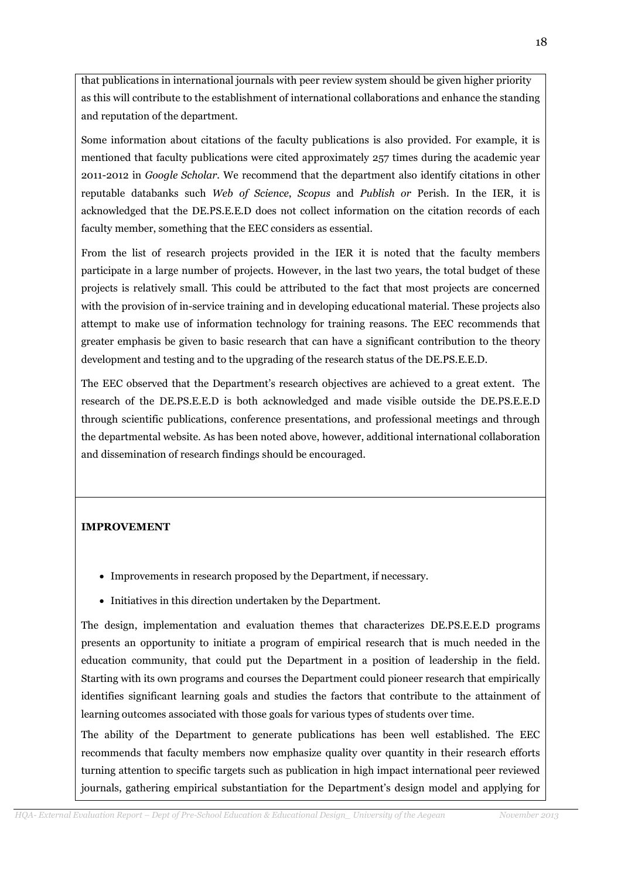that publications in international journals with peer review system should be given higher priority as this will contribute to the establishment of international collaborations and enhance the standing and reputation of the department.

Some information about citations of the faculty publications is also provided. For example, it is mentioned that faculty publications were cited approximately 257 times during the academic year 2011-2012 in *Google Scholar*. We recommend that the department also identify citations in other reputable databanks such *Web of Science*, *Scopus* and *Publish or* Perish. In the IER, it is acknowledged that the DE.PS.E.E.D does not collect information on the citation records of each faculty member, something that the EEC considers as essential.

From the list of research projects provided in the IER it is noted that the faculty members participate in a large number of projects. However, in the last two years, the total budget of these projects is relatively small. This could be attributed to the fact that most projects are concerned with the provision of in-service training and in developing educational material. These projects also attempt to make use of information technology for training reasons. The EEC recommends that greater emphasis be given to basic research that can have a significant contribution to the theory development and testing and to the upgrading of the research status of the DE.PS.E.E.D.

The EEC observed that the Department's research objectives are achieved to a great extent. The research of the DE.PS.E.E.D is both acknowledged and made visible outside the DE.PS.E.E.D through scientific publications, conference presentations, and professional meetings and through the departmental website. As has been noted above, however, additional international collaboration and dissemination of research findings should be encouraged.

**IMPROVEMENT**

- Improvements in research proposed by the Department, if necessary.
- Initiatives in this direction undertaken by the Department.

The design, implementation and evaluation themes that characterizes DE.PS.E.E.D programs presents an opportunity to initiate a program of empirical research that is much needed in the education community, that could put the Department in a position of leadership in the field. Starting with its own programs and courses the Department could pioneer research that empirically identifies significant learning goals and studies the factors that contribute to the attainment of learning outcomes associated with those goals for various types of students over time.

The ability of the Department to generate publications has been well established. The EEC recommends that faculty members now emphasize quality over quantity in their research efforts turning attention to specific targets such as publication in high impact international peer reviewed journals, gathering empirical substantiation for the Department's design model and applying for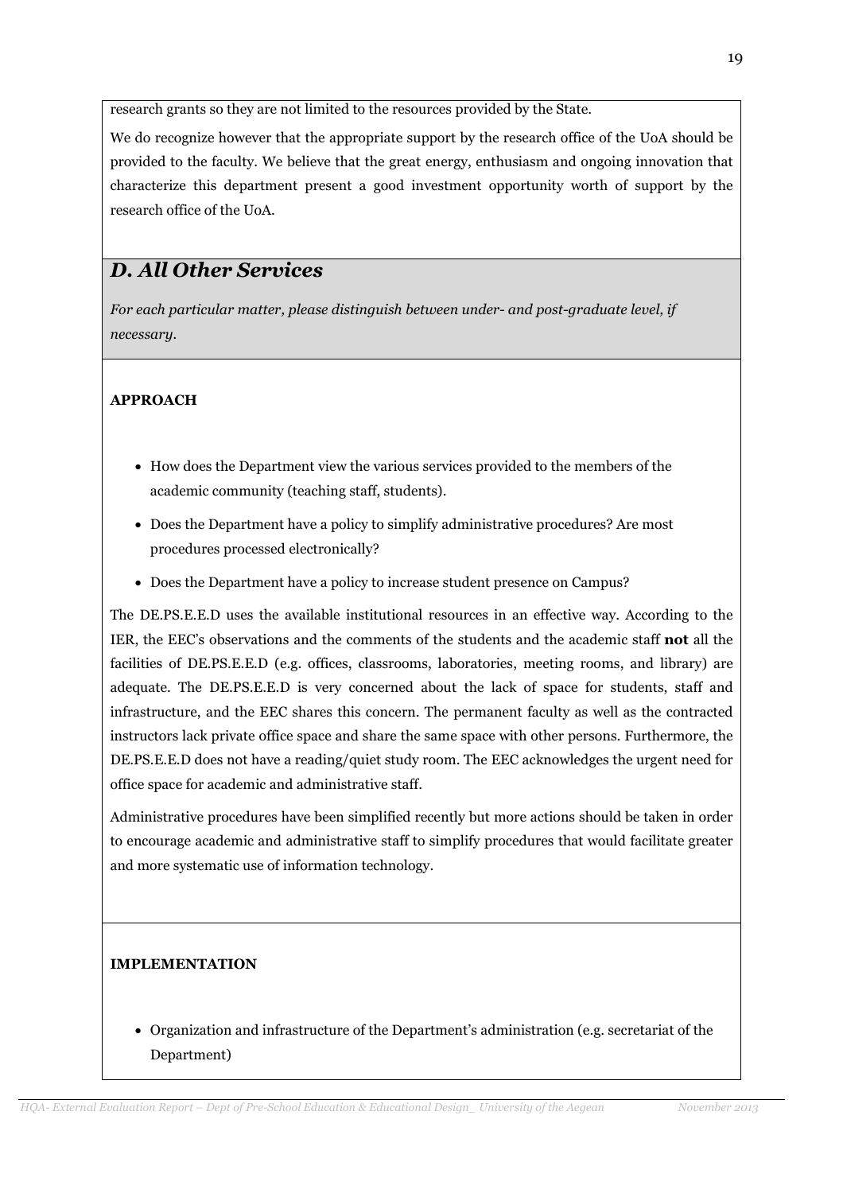research grants so they are not limited to the resources provided by the State.

We do recognize however that the appropriate support by the research office of the UoA should be provided to the faculty. We believe that the great energy, enthusiasm and ongoing innovation that characterize this department present a good investment opportunity worth of support by the research office of the UoA.

## *D. All Other Services*

*For each particular matter, please distinguish between under- and post-graduate level, if necessary.*

**APPROACH**

- How does the Department view the various services provided to the members of the academic community (teaching staff, students).
- Does the Department have a policy to simplify administrative procedures? Are most procedures processed electronically?
- Does the Department have a policy to increase student presence on Campus?

The DE.PS.E.E.D uses the available institutional resources in an effective way. According to the IER, the EEC's observations and the comments of the students and the academic staff **not** all the facilities of DE.PS.E.E.D (e.g. offices, classrooms, laboratories, meeting rooms, and library) are adequate. The DE.PS.E.E.D is very concerned about the lack of space for students, staff and infrastructure, and the EEC shares this concern. The permanent faculty as well as the contracted instructors lack private office space and share the same space with other persons. Furthermore, the DE.PS.E.E.D does not have a reading/quiet study room. The EEC acknowledges the urgent need for office space for academic and administrative staff.

Administrative procedures have been simplified recently but more actions should be taken in order to encourage academic and administrative staff to simplify procedures that would facilitate greater and more systematic use of information technology.

**IMPLEMENTATION**

- Organization and infrastructure of the Department's administration (e.g. secretariat of the Department)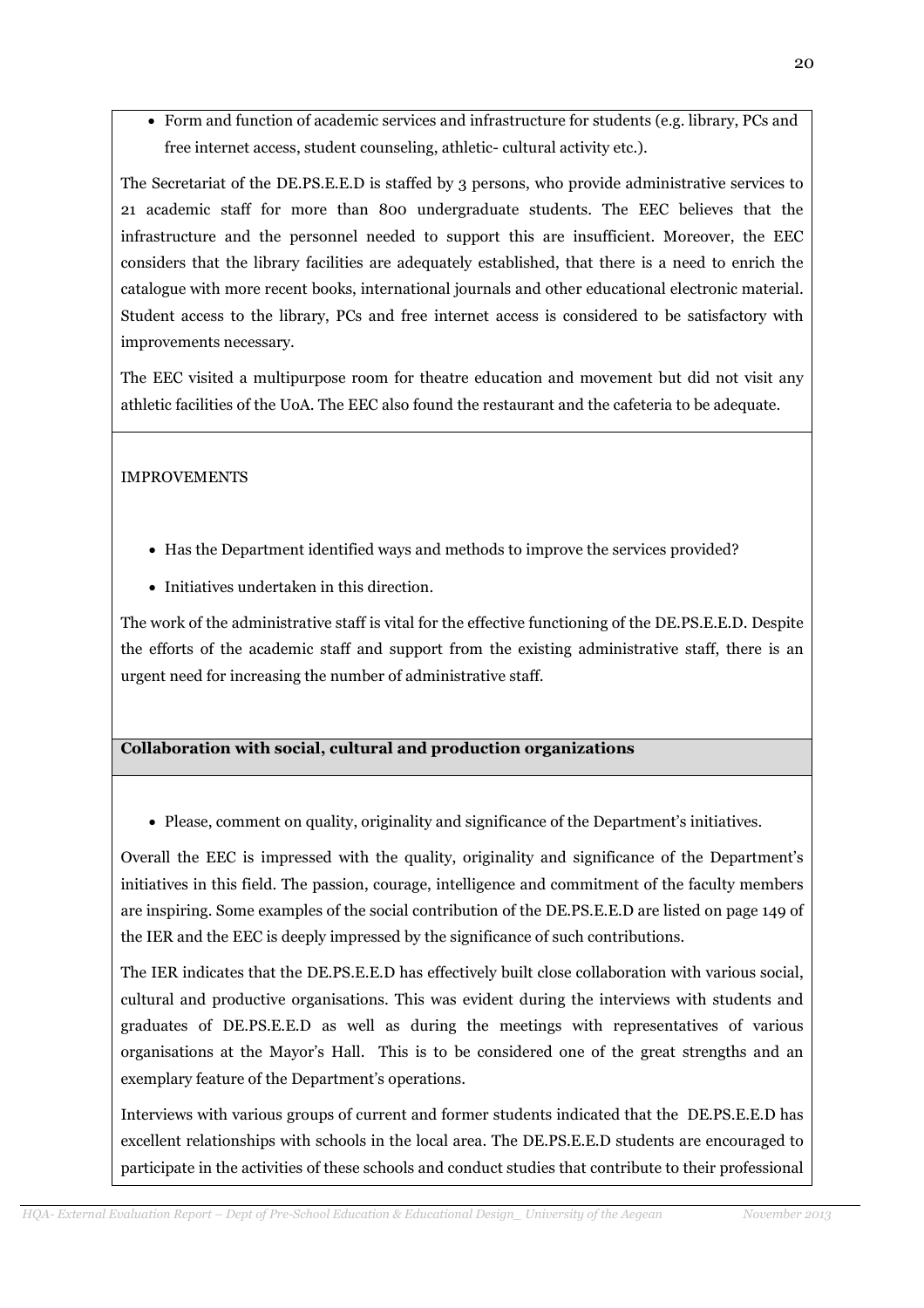- Form and function of academic services and infrastructure for students (e.g. library, PCs and free internet access, student counseling, athletic- cultural activity etc.).

The Secretariat of the DE.PS.E.E.D is staffed by 3 persons, who provide administrative services to 21 academic staff for more than 800 undergraduate students. The EEC believes that the infrastructure and the personnel needed to support this are insufficient. Moreover, the EEC considers that the library facilities are adequately established, that there is a need to enrich the catalogue with more recent books, international journals and other educational electronic material. Student access to the library, PCs and free internet access is considered to be satisfactory with improvements necessary.

The EEC visited a multipurpose room for theatre education and movement but did not visit any athletic facilities of the UoA. The EEC also found the restaurant and the cafeteria to be adequate.

IMPROVEMENTS

- Has the Department identified ways and methods to improve the services provided?
- Initiatives undertaken in this direction.

The work of the administrative staff is vital for the effective functioning of the DE.PS.E.E.D. Despite the efforts of the academic staff and support from the existing administrative staff, there is an urgent need for increasing the number of administrative staff.

**Collaboration with social, cultural and production organizations**

- Please, comment on quality, originality and significance of the Department's initiatives.

Overall the EEC is impressed with the quality, originality and significance of the Department's initiatives in this field. The passion, courage, intelligence and commitment of the faculty members are inspiring. Some examples of the social contribution of the DE.PS.E.E.D are listed on page 149 of the IER and the EEC is deeply impressed by the significance of such contributions.

The IER indicates that the DE.PS.E.E.D has effectively built close collaboration with various social, cultural and productive organisations. This was evident during the interviews with students and graduates of DE.PS.E.E.D as well as during the meetings with representatives of various organisations at the Mayor's Hall. This is to be considered one of the great strengths and an exemplary feature of the Department's operations.

Interviews with various groups of current and former students indicated that the DE.PS.E.E.D has excellent relationships with schools in the local area. The DE.PS.E.E.D students are encouraged to participate in the activities of these schools and conduct studies that contribute to their professional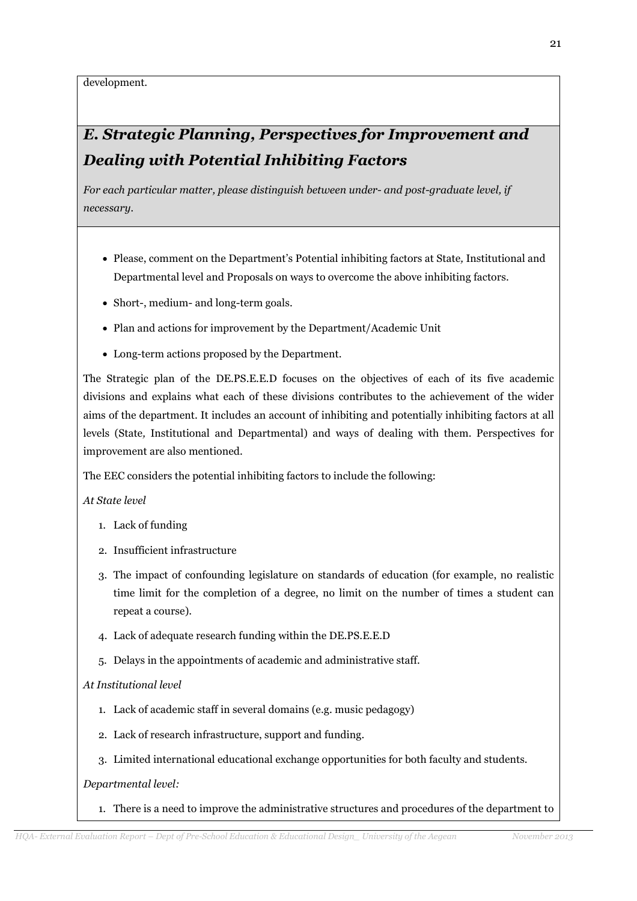development.

## *E. Strategic Planning, Perspectives for Improvement and Dealing with Potential Inhibiting Factors*

*For each particular matter, please distinguish between under- and post-graduate level, if necessary.*

- Please, comment on the Department's Potential inhibiting factors at State, Institutional and Departmental level and Proposals on ways to overcome the above inhibiting factors.
- Short-, medium- and long-term goals.
- Plan and actions for improvement by the Department/Academic Unit
- Long-term actions proposed by the Department.

The Strategic plan of the DE.PS.E.E.D focuses on the objectives of each of its five academic divisions and explains what each of these divisions contributes to the achievement of the wider aims of the department. It includes an account of inhibiting and potentially inhibiting factors at all levels (State, Institutional and Departmental) and ways of dealing with them. Perspectives for improvement are also mentioned.

The EEC considers the potential inhibiting factors to include the following:

*At State level*

1. Lack of funding
2. Insufficient infrastructure
3. The impact of confounding legislature on standards of education (for example, no realistic time limit for the completion of a degree, no limit on the number of times a student can repeat a course).
4. Lack of adequate research funding within the DE.PS.E.E.D
5. Delays in the appointments of academic and administrative staff.

*At Institutional level*

1. Lack of academic staff in several domains (e.g. music pedagogy)
2. Lack of research infrastructure, support and funding.
3. Limited international educational exchange opportunities for both faculty and students.

*Departmental level:*

1. There is a need to improve the administrative structures and procedures of the department to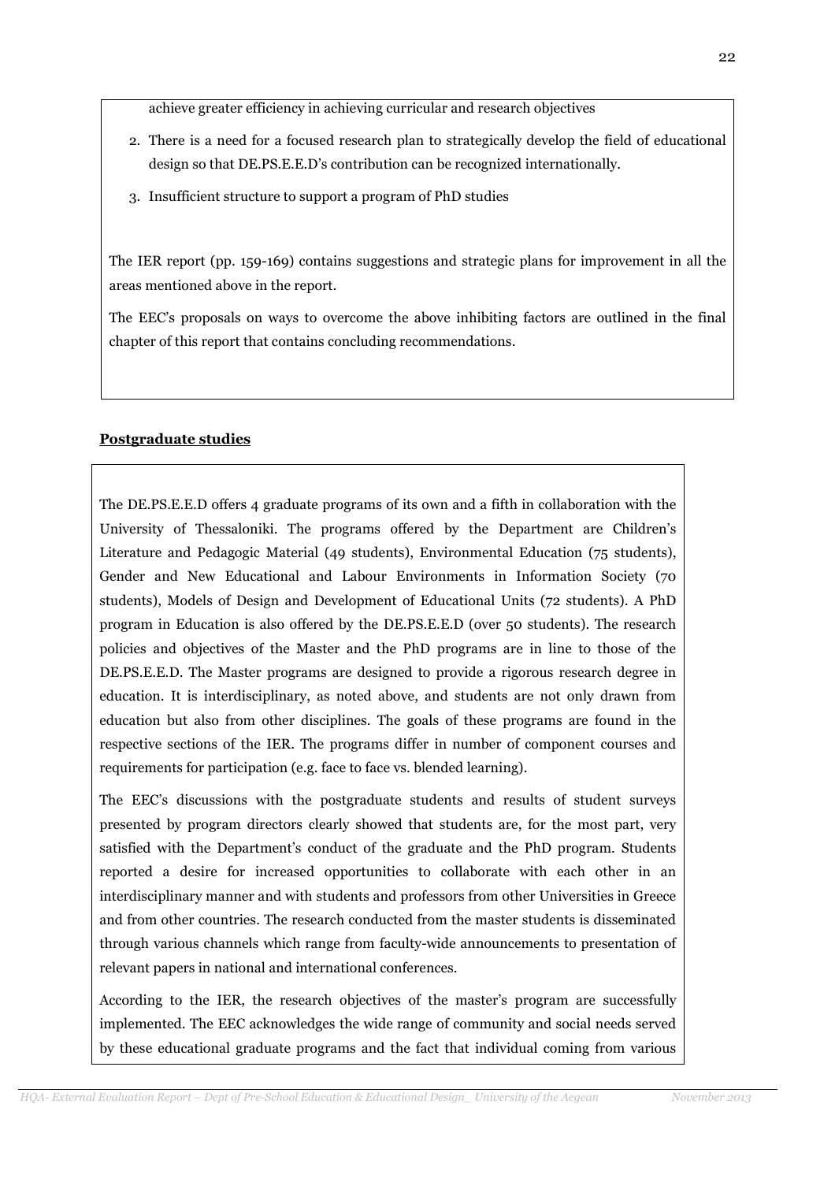achieve greater efficiency in achieving curricular and research objectives

2. There is a need for a focused research plan to strategically develop the field of educational design so that DE.PS.E.E.D's contribution can be recognized internationally.
3. Insufficient structure to support a program of PhD studies

The IER report (pp. 159-169) contains suggestions and strategic plans for improvement in all the areas mentioned above in the report.

The EEC's proposals on ways to overcome the above inhibiting factors are outlined in the final chapter of this report that contains concluding recommendations.

**Postgraduate studies**

The DE.PS.E.E.D offers 4 graduate programs of its own and a fifth in collaboration with the University of Thessaloniki. The programs offered by the Department are Children's Literature and Pedagogic Material (49 students), Environmental Education (75 students), Gender and New Educational and Labour Environments in Information Society (70 students), Models of Design and Development of Educational Units (72 students). A PhD program in Education is also offered by the DE.PS.E.E.D (over 50 students). The research policies and objectives of the Master and the PhD programs are in line to those of the DE.PS.E.E.D. The Master programs are designed to provide a rigorous research degree in education. It is interdisciplinary, as noted above, and students are not only drawn from education but also from other disciplines. The goals of these programs are found in the respective sections of the IER. The programs differ in number of component courses and requirements for participation (e.g. face to face vs. blended learning).

The EEC's discussions with the postgraduate students and results of student surveys presented by program directors clearly showed that students are, for the most part, very satisfied with the Department's conduct of the graduate and the PhD program. Students reported a desire for increased opportunities to collaborate with each other in an interdisciplinary manner and with students and professors from other Universities in Greece and from other countries. The research conducted from the master students is disseminated through various channels which range from faculty-wide announcements to presentation of relevant papers in national and international conferences.

According to the IER, the research objectives of the master's program are successfully implemented. The EEC acknowledges the wide range of community and social needs served by these educational graduate programs and the fact that individual coming from various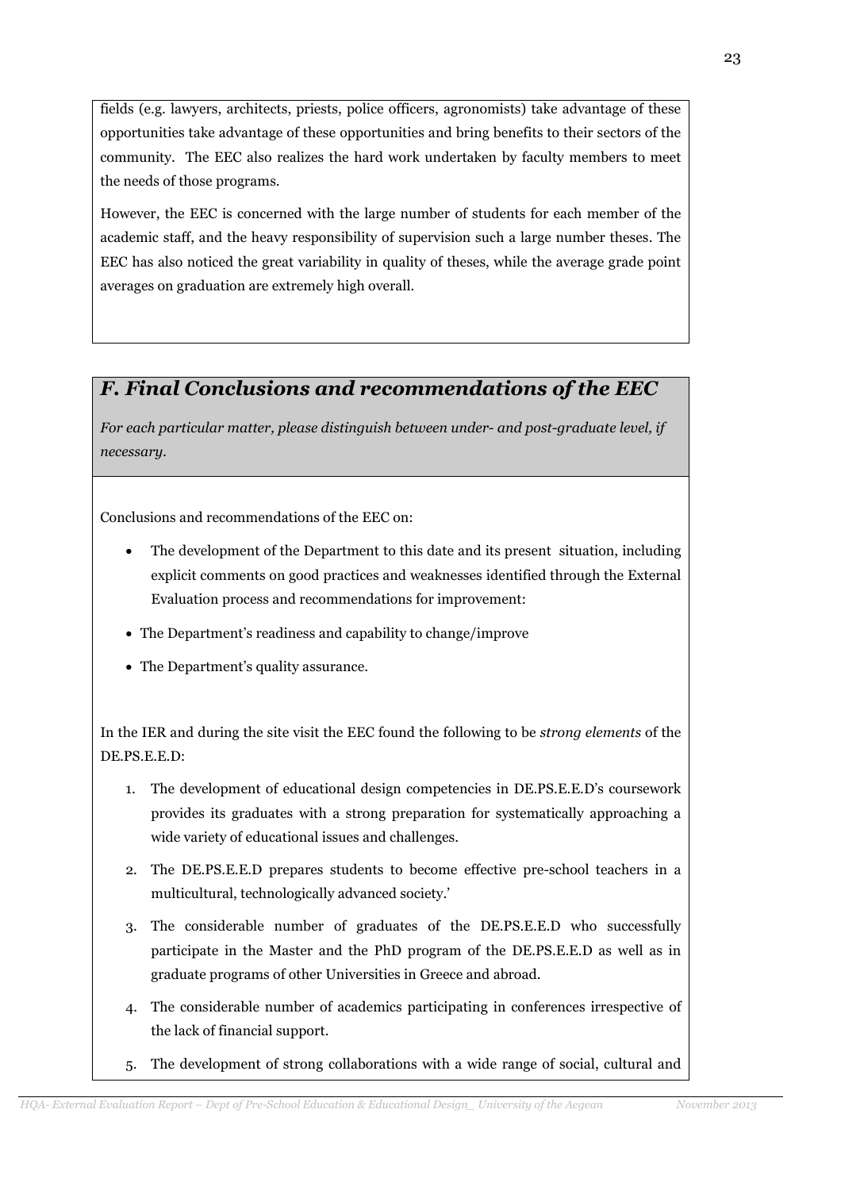fields (e.g. lawyers, architects, priests, police officers, agronomists) take advantage of these opportunities take advantage of these opportunities and bring benefits to their sectors of the community. The EEC also realizes the hard work undertaken by faculty members to meet the needs of those programs.

However, the EEC is concerned with the large number of students for each member of the academic staff, and the heavy responsibility of supervision such a large number theses. The EEC has also noticed the great variability in quality of theses, while the average grade point averages on graduation are extremely high overall.

## *F. Final Conclusions and recommendations of the EEC*

*For each particular matter, please distinguish between under- and post-graduate level, if necessary.*

Conclusions and recommendations of the EEC on:

- The development of the Department to this date and its present situation, including explicit comments on good practices and weaknesses identified through the External Evaluation process and recommendations for improvement:
- The Department's readiness and capability to change/improve
- The Department's quality assurance.

In the IER and during the site visit the EEC found the following to be *strong elements* of the DE.PS.E.E.D:

1. The development of educational design competencies in DE.PS.E.E.D's coursework provides its graduates with a strong preparation for systematically approaching a wide variety of educational issues and challenges.
2. The DE.PS.E.E.D prepares students to become effective pre-school teachers in a multicultural, technologically advanced society.'
3. The considerable number of graduates of the DE.PS.E.E.D who successfully participate in the Master and the PhD program of the DE.PS.E.E.D as well as in graduate programs of other Universities in Greece and abroad.
4. The considerable number of academics participating in conferences irrespective of the lack of financial support.
5. The development of strong collaborations with a wide range of social, cultural and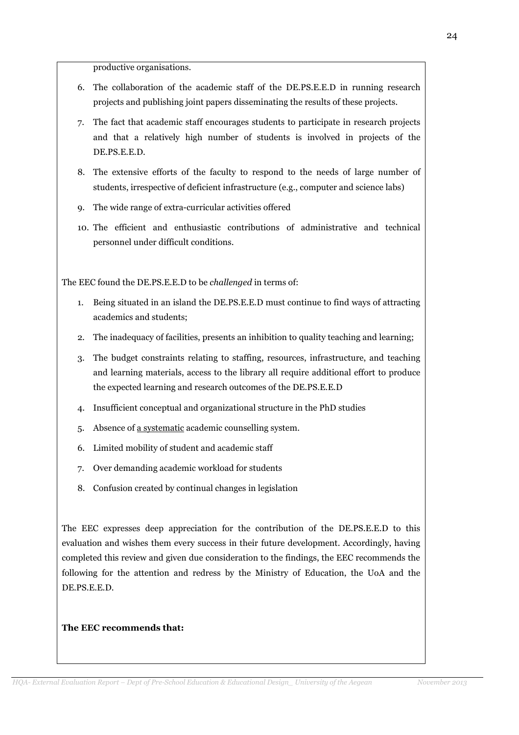productive organisations.

6. The collaboration of the academic staff of the DE.PS.E.E.D in running research projects and publishing joint papers disseminating the results of these projects.
7. The fact that academic staff encourages students to participate in research projects and that a relatively high number of students is involved in projects of the DE.PS.E.E.D.
8. The extensive efforts of the faculty to respond to the needs of large number of students, irrespective of deficient infrastructure (e.g., computer and science labs)
9. The wide range of extra-curricular activities offered
10. The efficient and enthusiastic contributions of administrative and technical personnel under difficult conditions.

The EEC found the DE.PS.E.E.D to be *challenged* in terms of:

1. Being situated in an island the DE.PS.E.E.D must continue to find ways of attracting academics and students;
2. The inadequacy of facilities, presents an inhibition to quality teaching and learning;
3. The budget constraints relating to staffing, resources, infrastructure, and teaching and learning materials, access to the library all require additional effort to produce the expected learning and research outcomes of the DE.PS.E.E.D
4. Insufficient conceptual and organizational structure in the PhD studies
5. Absence of <u>a systematic</u> academic counselling system.
6. Limited mobility of student and academic staff
7. Over demanding academic workload for students
8. Confusion created by continual changes in legislation

The EEC expresses deep appreciation for the contribution of the DE.PS.E.E.D to this evaluation and wishes them every success in their future development. Accordingly, having completed this review and given due consideration to the findings, the EEC recommends the following for the attention and redress by the Ministry of Education, the UoA and the DE.PS.E.E.D.

**The EEC recommends that:**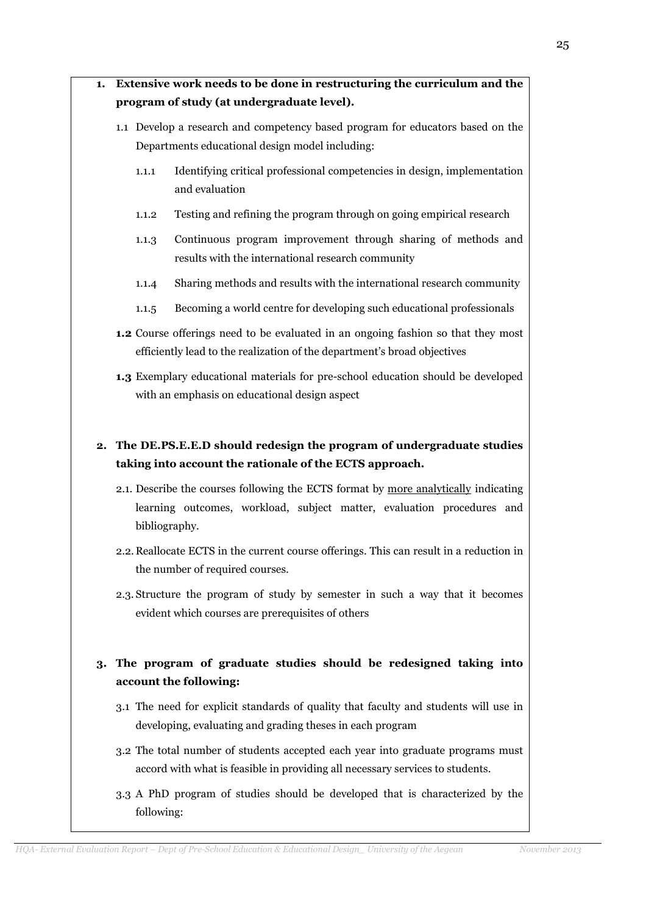1. **Extensive work needs to be done in restructuring the curriculum and the program of study (at undergraduate level).**

   1.1 Develop a research and competency based program for educators based on the Departments educational design model including:

   - 1.1.1 Identifying critical professional competencies in design, implementation and evaluation
   - 1.1.2 Testing and refining the program through on going empirical research
   - 1.1.3 Continuous program improvement through sharing of methods and results with the international research community
   - 1.1.4 Sharing methods and results with the international research community
   - 1.1.5 Becoming a world centre for developing such educational professionals

   **1.2** Course offerings need to be evaluated in an ongoing fashion so that they most efficiently lead to the realization of the department's broad objectives

   **1.3** Exemplary educational materials for pre-school education should be developed with an emphasis on educational design aspect

2. **The DE.PS.E.E.D should redesign the program of undergraduate studies taking into account the rationale of the ECTS approach.**

   2.1. Describe the courses following the ECTS format by <u>more analytically</u> indicating learning outcomes, workload, subject matter, evaluation procedures and bibliography.

   2.2. Reallocate ECTS in the current course offerings. This can result in a reduction in the number of required courses.

   2.3. Structure the program of study by semester in such a way that it becomes evident which courses are prerequisites of others

3. **The program of graduate studies should be redesigned taking into account the following:**

   3.1 The need for explicit standards of quality that faculty and students will use in developing, evaluating and grading theses in each program

   3.2 The total number of students accepted each year into graduate programs must accord with what is feasible in providing all necessary services to students.

   3.3 A PhD program of studies should be developed that is characterized by the following: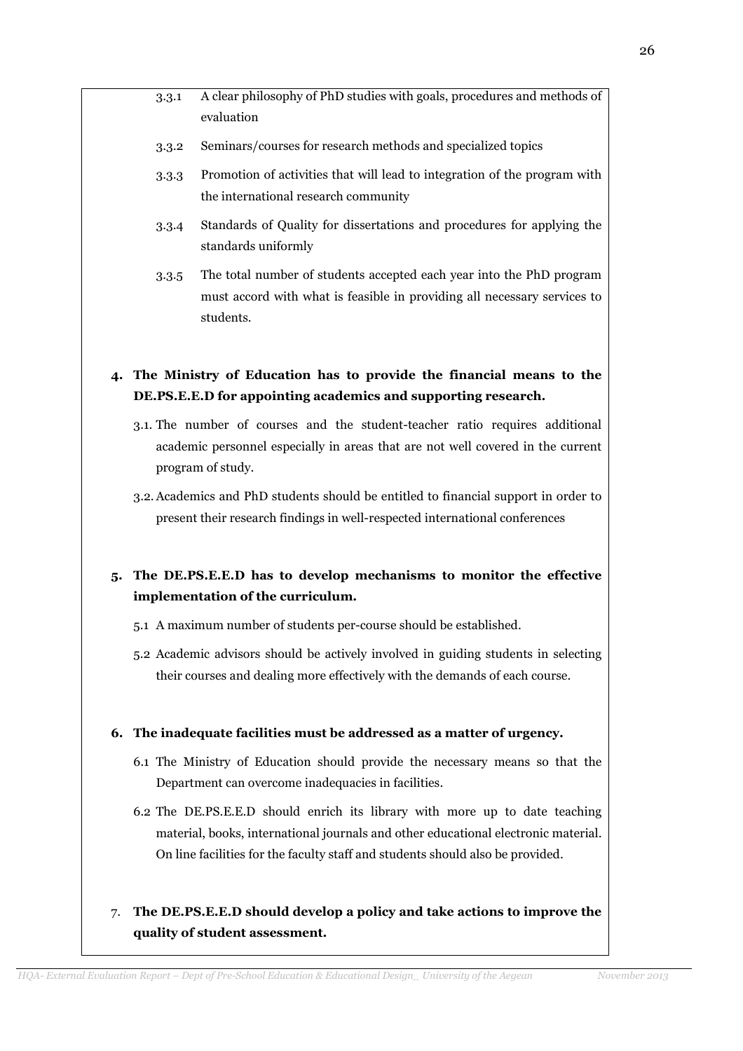3.3.1 A clear philosophy of PhD studies with goals, procedures and methods of evaluation

3.3.2 Seminars/courses for research methods and specialized topics

3.3.3 Promotion of activities that will lead to integration of the program with the international research community

3.3.4 Standards of Quality for dissertations and procedures for applying the standards uniformly

3.3.5 The total number of students accepted each year into the PhD program must accord with what is feasible in providing all necessary services to students.

**4. The Ministry of Education has to provide the financial means to the DE.PS.E.E.D for appointing academics and supporting research.**

3.1. The number of courses and the student-teacher ratio requires additional academic personnel especially in areas that are not well covered in the current program of study.

3.2. Academics and PhD students should be entitled to financial support in order to present their research findings in well-respected international conferences

**5. The DE.PS.E.E.D has to develop mechanisms to monitor the effective implementation of the curriculum.**

5.1 A maximum number of students per-course should be established.

5.2 Academic advisors should be actively involved in guiding students in selecting their courses and dealing more effectively with the demands of each course.

**6. The inadequate facilities must be addressed as a matter of urgency.**

6.1 The Ministry of Education should provide the necessary means so that the Department can overcome inadequacies in facilities.

6.2 The DE.PS.E.E.D should enrich its library with more up to date teaching material, books, international journals and other educational electronic material. On line facilities for the faculty staff and students should also be provided.

7. **The DE.PS.E.E.D should develop a policy and take actions to improve the quality of student assessment.**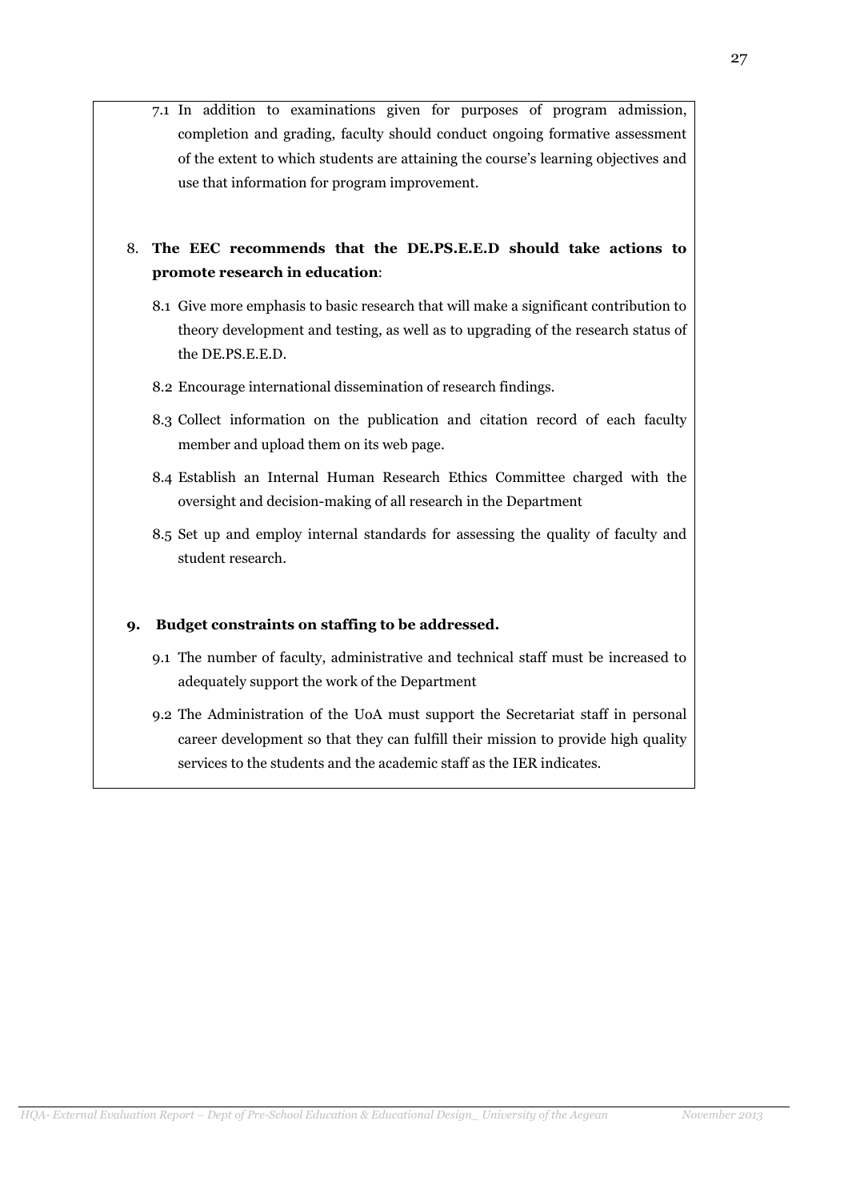7.1 In addition to examinations given for purposes of program admission, completion and grading, faculty should conduct ongoing formative assessment of the extent to which students are attaining the course's learning objectives and use that information for program improvement.

8. **The EEC recommends that the DE.PS.E.E.D should take actions to promote research in education**:

   8.1 Give more emphasis to basic research that will make a significant contribution to theory development and testing, as well as to upgrading of the research status of the DE.PS.E.E.D.

   8.2 Encourage international dissemination of research findings.

   8.3 Collect information on the publication and citation record of each faculty member and upload them on its web page.

   8.4 Establish an Internal Human Research Ethics Committee charged with the oversight and decision-making of all research in the Department

   8.5 Set up and employ internal standards for assessing the quality of faculty and student research.

9. **Budget constraints on staffing to be addressed.**

   9.1 The number of faculty, administrative and technical staff must be increased to adequately support the work of the Department

   9.2 The Administration of the UoA must support the Secretariat staff in personal career development so that they can fulfill their mission to provide high quality services to the students and the academic staff as the IER indicates.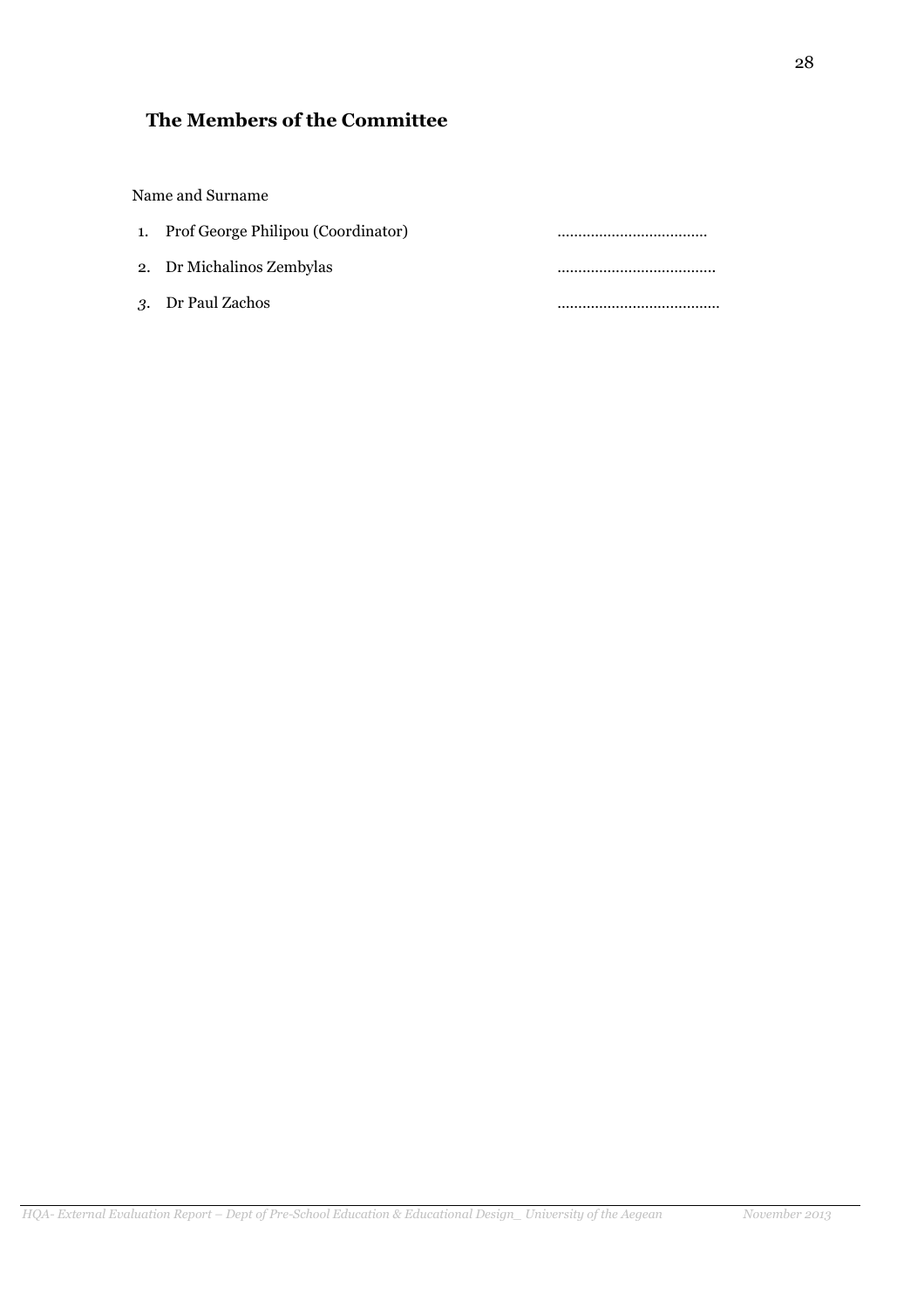## The Members of the Committee

Name and Surname

1. Prof George Philipou (Coordinator) ………………………………
2. Dr Michalinos Zembylas ……………………………….
3. Dr Paul Zachos ………………………………..